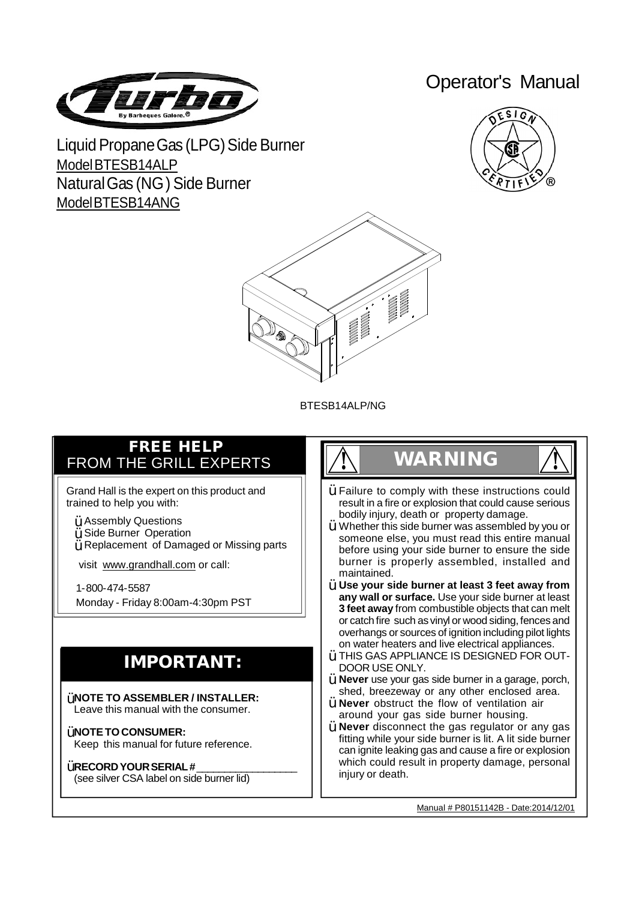# Operator's Manual

Liquid Propane Gas (LPG) Side Burner
Model BTESB14ALP
Natural Gas (NG) Side Burner
Model BTESB14ANG

BTESB14ALP/NG

## FREE HELP FROM THE GRILL EXPERTS

Grand Hall is the expert on this product and trained to help you with:

- Assembly Questions
- Side Burner Operation
- Replacement of Damaged or Missing parts

visit www.grandhall.com or call:

1-800-474-5587
Monday - Friday 8:00am-4:30pm PST

## IMPORTANT:

- **NOTE TO ASSEMBLER / INSTALLER:** Leave this manual with the consumer.
- **NOTE TO CONSUMER:** Keep this manual for future reference.
- **RECORD YOUR SERIAL #** ________________ (see silver CSA label on side burner lid)

## WARNING

- Failure to comply with these instructions could result in a fire or explosion that could cause serious bodily injury, death or property damage.
- Whether this side burner was assembled by you or someone else, you must read this entire manual before using your side burner to ensure the side burner is properly assembled, installed and maintained.
- **Use your side burner at least 3 feet away from any wall or surface.** Use your side burner at least **3 feet away** from combustible objects that can melt or catch fire such as vinyl or wood siding, fences and overhangs or sources of ignition including pilot lights on water heaters and live electrical appliances.
- THIS GAS APPLIANCE IS DESIGNED FOR OUTDOOR USE ONLY.
- **Never** use your gas side burner in a garage, porch, shed, breezeway or any other enclosed area.
- **Never** obstruct the flow of ventilation air around your gas side burner housing.
- **Never** disconnect the gas regulator or any gas fitting while your side burner is lit. A lit side burner can ignite leaking gas and cause a fire or explosion which could result in property damage, personal injury or death.

Manual # P80151142B - Date:2014/12/01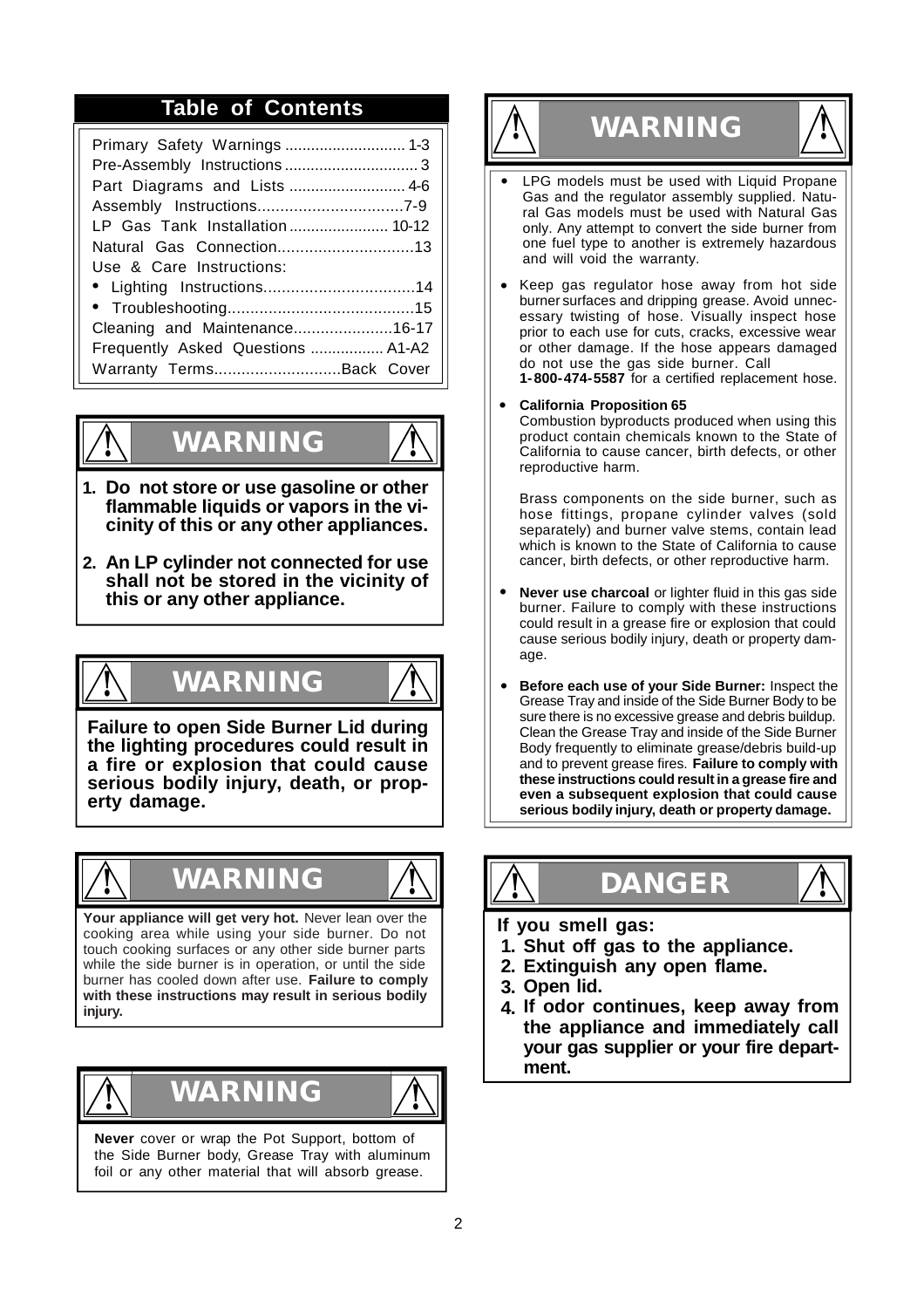## Table of Contents

| | |
|---|---|
| Primary Safety Warnings | 1-3 |
| Pre-Assembly Instructions | 3 |
| Part Diagrams and Lists | 4-6 |
| Assembly Instructions | 7-9 |
| LP Gas Tank Installation | 10-12 |
| Natural Gas Connection | 13 |
| Use & Care Instructions: | |
| • Lighting Instructions | 14 |
| • Troubleshooting | 15 |
| Cleaning and Maintenance | 16-17 |
| Frequently Asked Questions | A1-A2 |
| Warranty Terms | Back Cover |

## WARNING

1. **Do not store or use gasoline or other flammable liquids or vapors in the vicinity of this or any other appliances.**
2. **An LP cylinder not connected for use shall not be stored in the vicinity of this or any other appliance.**

## WARNING

**Failure to open Side Burner Lid during the lighting procedures could result in a fire or explosion that could cause serious bodily injury, death, or property damage.**

## WARNING

**Your appliance will get very hot.** Never lean over the cooking area while using your side burner. Do not touch cooking surfaces or any other side burner parts while the side burner is in operation, or until the side burner has cooled down after use. **Failure to comply with these instructions may result in serious bodily injury.**

## WARNING

**Never** cover or wrap the Pot Support, bottom of the Side Burner body, Grease Tray with aluminum foil or any other material that will absorb grease.

## WARNING

- LPG models must be used with Liquid Propane Gas and the regulator assembly supplied. Natural Gas models must be used with Natural Gas only. Any attempt to convert the side burner from one fuel type to another is extremely hazardous and will void the warranty.
- Keep gas regulator hose away from hot side burner surfaces and dripping grease. Avoid unnecessary twisting of hose. Visually inspect hose prior to each use for cuts, cracks, excessive wear or other damage. If the hose appears damaged do not use the gas side burner. Call **1-800-474-5587** for a certified replacement hose.
- **California Proposition 65**
  Combustion byproducts produced when using this product contain chemicals known to the State of California to cause cancer, birth defects, or other reproductive harm.

  Brass components on the side burner, such as hose fittings, propane cylinder valves (sold separately) and burner valve stems, contain lead which is known to the State of California to cause cancer, birth defects, or other reproductive harm.
- **Never use charcoal** or lighter fluid in this gas side burner. Failure to comply with these instructions could result in a grease fire or explosion that could cause serious bodily injury, death or property damage.
- **Before each use of your Side Burner:** Inspect the Grease Tray and inside of the Side Burner Body to be sure there is no excessive grease and debris buildup. Clean the Grease Tray and inside of the Side Burner Body frequently to eliminate grease/debris build-up and to prevent grease fires. **Failure to comply with these instructions could result in a grease fire and even a subsequent explosion that could cause serious bodily injury, death or property damage.**

## DANGER

**If you smell gas:**

1. **Shut off gas to the appliance.**
2. **Extinguish any open flame.**
3. **Open lid.**
4. **If odor continues, keep away from the appliance and immediately call your gas supplier or your fire department.**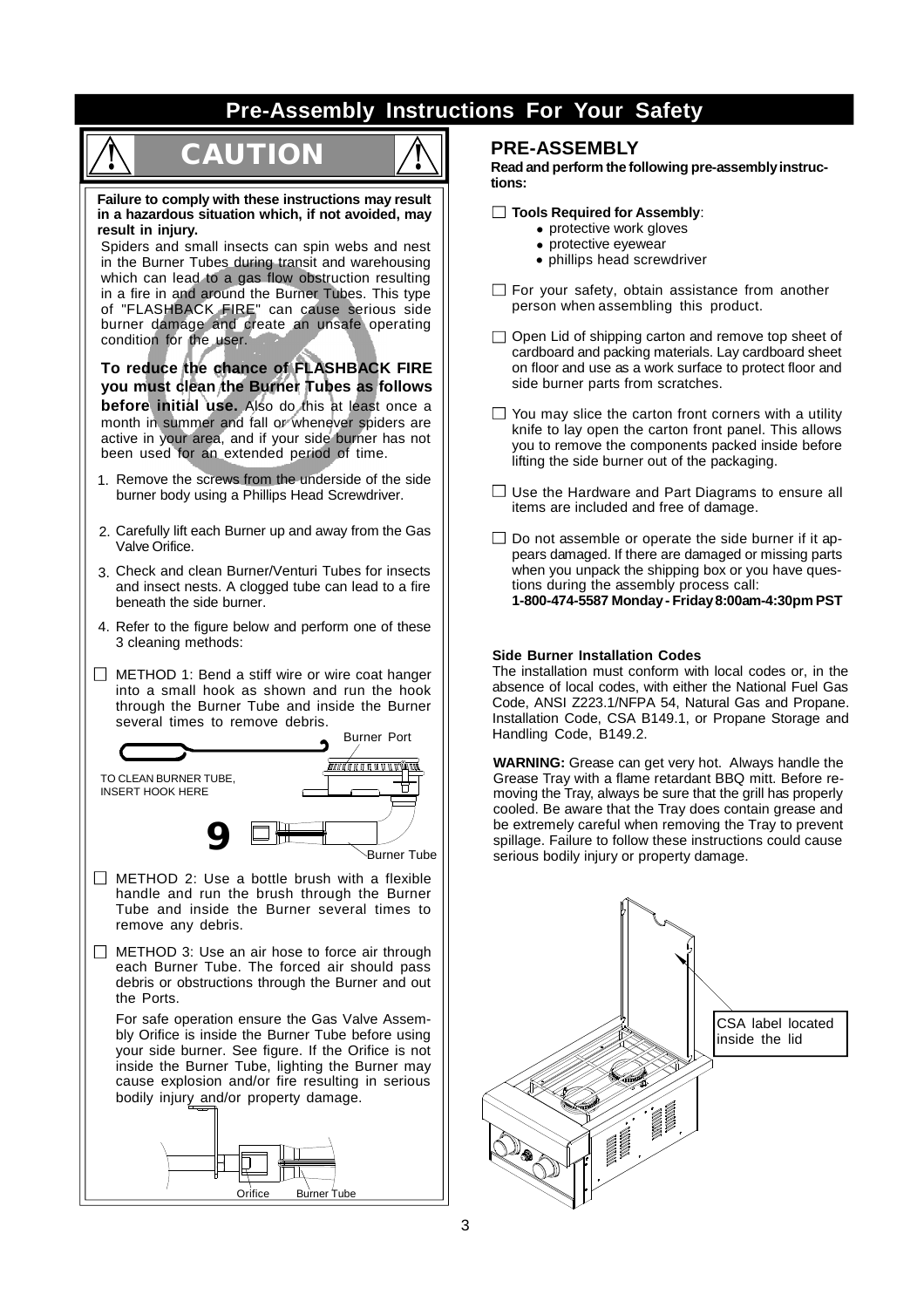# Pre-Assembly Instructions For Your Safety

## CAUTION

**Failure to comply with these instructions may result in a hazardous situation which, if not avoided, may result in injury.**

Spiders and small insects can spin webs and nest in the Burner Tubes during transit and warehousing which can lead to a gas flow obstruction resulting in a fire in and around the Burner Tubes. This type of "FLASHBACK FIRE" can cause serious side burner damage and create an unsafe operating condition for the user.

**To reduce the chance of FLASHBACK FIRE you must clean the Burner Tubes as follows before initial use.** Also do this at least once a month in summer and fall or whenever spiders are active in your area, and if your side burner has not been used for an extended period of time.

1. Remove the screws from the underside of the side burner body using a Phillips Head Screwdriver.
2. Carefully lift each Burner up and away from the Gas Valve Orifice.
3. Check and clean Burner/Venturi Tubes for insects and insect nests. A clogged tube can lead to a fire beneath the side burner.
4. Refer to the figure below and perform one of these 3 cleaning methods:

☐ METHOD 1: Bend a stiff wire or wire coat hanger into a small hook as shown and run the hook through the Burner Tube and inside the Burner several times to remove debris.

TO CLEAN BURNER TUBE, INSERT HOOK HERE

Burner Port

Burner Tube

☐ METHOD 2: Use a bottle brush with a flexible handle and run the brush through the Burner Tube and inside the Burner several times to remove any debris.

☐ METHOD 3: Use an air hose to force air through each Burner Tube. The forced air should pass debris or obstructions through the Burner and out the Ports.

For safe operation ensure the Gas Valve Assembly Orifice is inside the Burner Tube before using your side burner. See figure. If the Orifice is not inside the Burner Tube, lighting the Burner may cause explosion and/or fire resulting in serious bodily injury and/or property damage.

Orifice — Burner Tube

## PRE-ASSEMBLY

**Read and perform the following pre-assembly instructions:**

☐ **Tools Required for Assembly**:
- protective work gloves
- protective eyewear
- phillips head screwdriver

☐ For your safety, obtain assistance from another person when assembling this product.

☐ Open Lid of shipping carton and remove top sheet of cardboard and packing materials. Lay cardboard sheet on floor and use as a work surface to protect floor and side burner parts from scratches.

☐ You may slice the carton front corners with a utility knife to lay open the carton front panel. This allows you to remove the components packed inside before lifting the side burner out of the packaging.

☐ Use the Hardware and Part Diagrams to ensure all items are included and free of damage.

☐ Do not assemble or operate the side burner if it appears damaged. If there are damaged or missing parts when you unpack the shipping box or you have questions during the assembly process call:
**1-800-474-5587 Monday - Friday 8:00am-4:30pm PST**

### Side Burner Installation Codes

The installation must conform with local codes or, in the absence of local codes, with either the National Fuel Gas Code, ANSI Z223.1/NFPA 54, Natural Gas and Propane. Installation Code, CSA B149.1, or Propane Storage and Handling Code, B149.2.

**WARNING:** Grease can get very hot. Always handle the Grease Tray with a flame retardant BBQ mitt. Before removing the Tray, always be sure that the grill has properly cooled. Be aware that the Tray does contain grease and be extremely careful when removing the Tray to prevent spillage. Failure to follow these instructions could cause serious bodily injury or property damage.

CSA label located inside the lid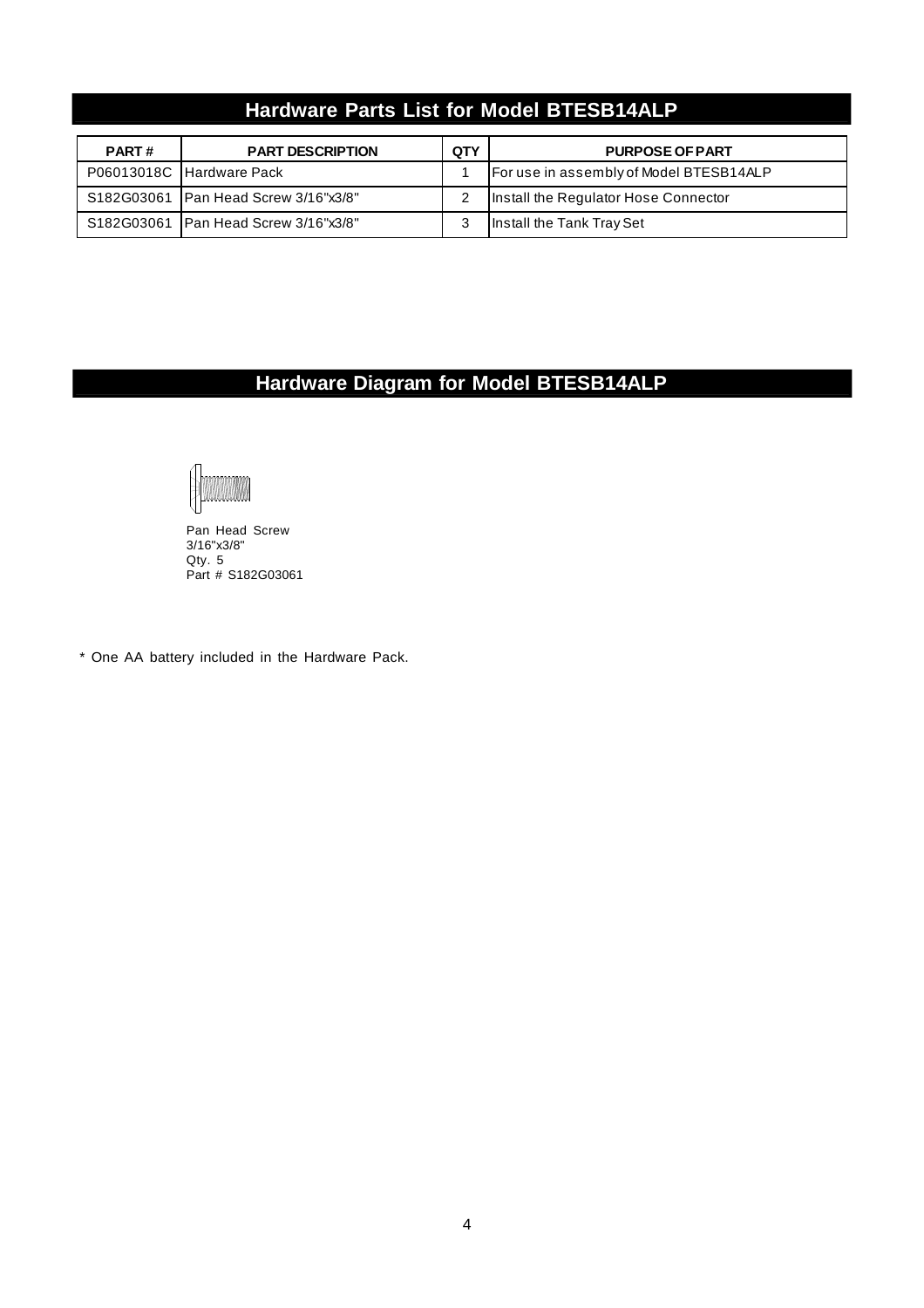## Hardware Parts List for Model BTESB14ALP

| PART # | PART DESCRIPTION | QTY | PURPOSE OF PART |
|---|---|---|---|
| P06013018C | Hardware Pack | 1 | For use in assembly of Model BTESB14ALP |
| S182G03061 | Pan Head Screw 3/16"x3/8" | 2 | Install the Regulator Hose Connector |
| S182G03061 | Pan Head Screw 3/16"x3/8" | 3 | Install the Tank Tray Set |

## Hardware Diagram for Model BTESB14ALP

Pan Head Screw
3/16"x3/8"
Qty. 5
Part # S182G03061

* One AA battery included in the Hardware Pack.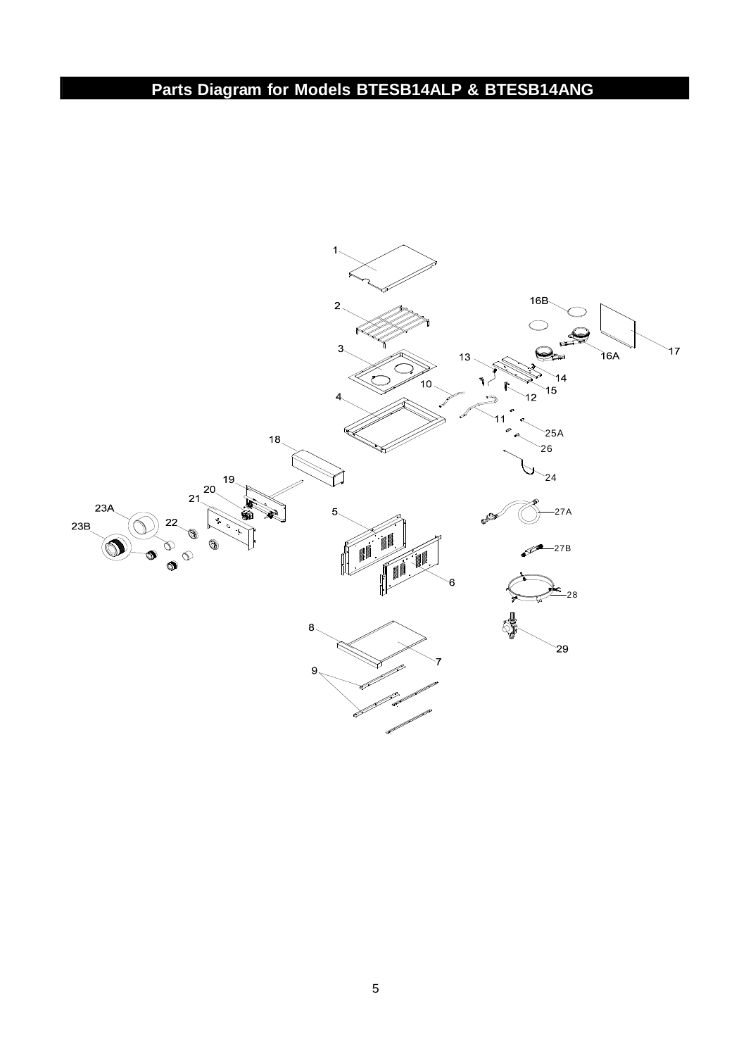# Parts Diagram for Models BTESB14ALP & BTESB14ANG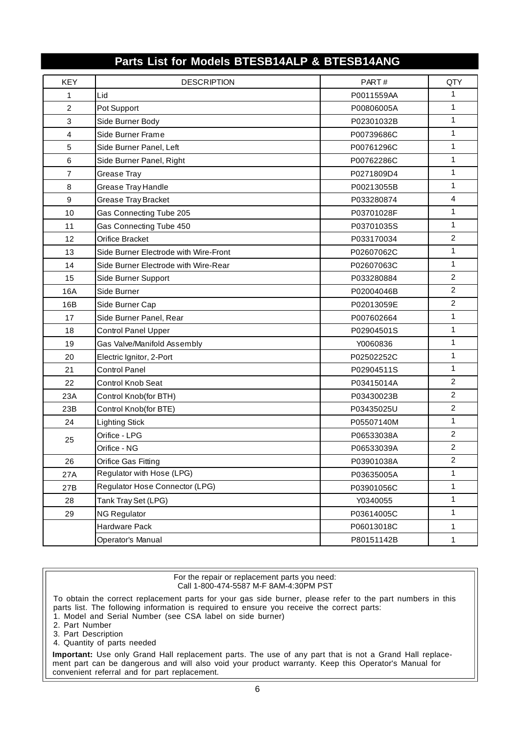## Parts List for Models BTESB14ALP & BTESB14ANG

| KEY | DESCRIPTION | PART # | QTY |
|---|---|---|---|
| 1 | Lid | P0011559AA | 1 |
| 2 | Pot Support | P00806005A | 1 |
| 3 | Side Burner Body | P02301032B | 1 |
| 4 | Side Burner Frame | P00739686C | 1 |
| 5 | Side Burner Panel, Left | P00761296C | 1 |
| 6 | Side Burner Panel, Right | P00762286C | 1 |
| 7 | Grease Tray | P0271809D4 | 1 |
| 8 | Grease Tray Handle | P00213055B | 1 |
| 9 | Grease Tray Bracket | P033280874 | 4 |
| 10 | Gas Connecting Tube 205 | P03701028F | 1 |
| 11 | Gas Connecting Tube 450 | P03701035S | 1 |
| 12 | Orifice Bracket | P033170034 | 2 |
| 13 | Side Burner Electrode with Wire-Front | P02607062C | 1 |
| 14 | Side Burner Electrode with Wire-Rear | P02607063C | 1 |
| 15 | Side Burner Support | P033280884 | 2 |
| 16A | Side Burner | P02004046B | 2 |
| 16B | Side Burner Cap | P02013059E | 2 |
| 17 | Side Burner Panel, Rear | P007602664 | 1 |
| 18 | Control Panel Upper | P02904501S | 1 |
| 19 | Gas Valve/Manifold Assembly | Y0060836 | 1 |
| 20 | Electric Ignitor, 2-Port | P02502252C | 1 |
| 21 | Control Panel | P02904511S | 1 |
| 22 | Control Knob Seat | P03415014A | 2 |
| 23A | Control Knob(for BTH) | P03430023B | 2 |
| 23B | Control Knob(for BTE) | P03435025U | 2 |
| 24 | Lighting Stick | P05507140M | 1 |
| 25 | Orifice - LPG | P06533038A | 2 |
| | Orifice - NG | P06533039A | 2 |
| 26 | Orifice Gas Fitting | P03901038A | 2 |
| 27A | Regulator with Hose (LPG) | P03635005A | 1 |
| 27B | Regulator Hose Connector (LPG) | P03901056C | 1 |
| 28 | Tank Tray Set (LPG) | Y0340055 | 1 |
| 29 | NG Regulator | P03614005C | 1 |
| | Hardware Pack | P06013018C | 1 |
| | Operator's Manual | P80151142B | 1 |

For the repair or replacement parts you need:
Call 1-800-474-5587 M-F 8AM-4:30PM PST

To obtain the correct replacement parts for your gas side burner, please refer to the part numbers in this parts list. The following information is required to ensure you receive the correct parts:

1. Model and Serial Number (see CSA label on side burner)
2. Part Number
3. Part Description
4. Quantity of parts needed

**Important:** Use only Grand Hall replacement parts. The use of any part that is not a Grand Hall replacement part can be dangerous and will also void your product warranty. Keep this Operator's Manual for convenient referral and for part replacement.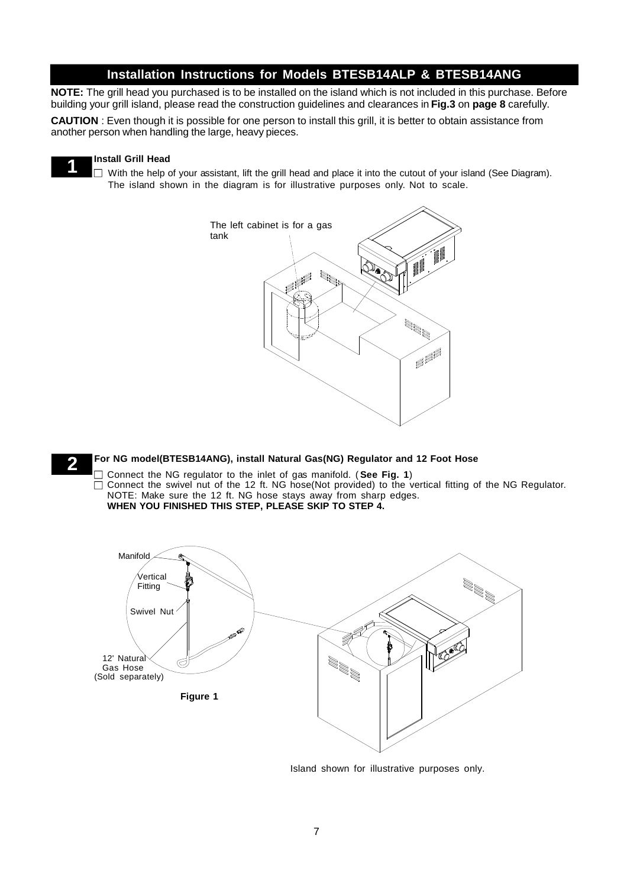## Installation Instructions for Models BTESB14ALP & BTESB14ANG

**NOTE:** The grill head you purchased is to be installed on the island which is not included in this purchase. Before building your grill island, please read the construction guidelines and clearances in **Fig.3** on **page 8** carefully.

**CAUTION** : Even though it is possible for one person to install this grill, it is better to obtain assistance from another person when handling the large, heavy pieces.

### 1 Install Grill Head

- With the help of your assistant, lift the grill head and place it into the cutout of your island (See Diagram). The island shown in the diagram is for illustrative purposes only. Not to scale.

The left cabinet is for a gas tank

### 2 For NG model(BTESB14ANG), install Natural Gas(NG) Regulator and 12 Foot Hose

- Connect the NG regulator to the inlet of gas manifold. ( **See Fig. 1**)
- Connect the swivel nut of the 12 ft. NG hose(Not provided) to the vertical fitting of the NG Regulator. NOTE: Make sure the 12 ft. NG hose stays away from sharp edges.
  **WHEN YOU FINISHED THIS STEP, PLEASE SKIP TO STEP 4.**

Manifold

Vertical Fitting

Swivel Nut

12' Natural Gas Hose (Sold separately)

**Figure 1**

Island shown for illustrative purposes only.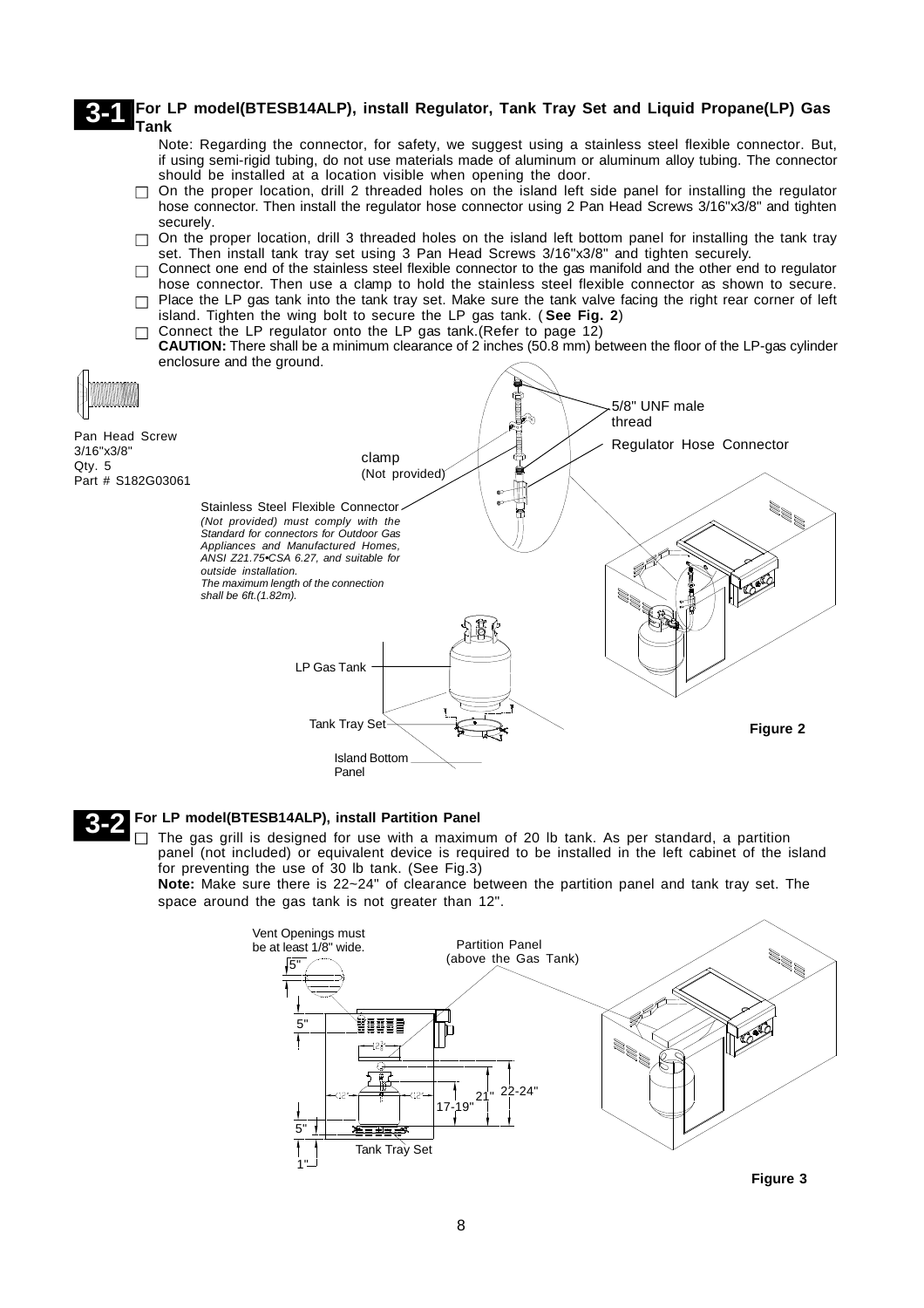## 3-1 For LP model(BTESB14ALP), install Regulator, Tank Tray Set and Liquid Propane(LP) Gas Tank

Note: Regarding the connector, for safety, we suggest using a stainless steel flexible connector. But, if using semi-rigid tubing, do not use materials made of aluminum or aluminum alloy tubing. The connector should be installed at a location visible when opening the door.

- ☐ On the proper location, drill 2 threaded holes on the island left side panel for installing the regulator hose connector. Then install the regulator hose connector using 2 Pan Head Screws 3/16"x3/8" and tighten securely.
- ☐ On the proper location, drill 3 threaded holes on the island left bottom panel for installing the tank tray set. Then install tank tray set using 3 Pan Head Screws 3/16"x3/8" and tighten securely.
- ☐ Connect one end of the stainless steel flexible connector to the gas manifold and the other end to regulator hose connector. Then use a clamp to hold the stainless steel flexible connector as shown to secure.
- ☐ Place the LP gas tank into the tank tray set. Make sure the tank valve facing the right rear corner of left island. Tighten the wing bolt to secure the LP gas tank. ( **See Fig. 2**)
- ☐ Connect the LP regulator onto the LP gas tank.(Refer to page 12)

**CAUTION:** There shall be a minimum clearance of 2 inches (50.8 mm) between the floor of the LP-gas cylinder enclosure and the ground.

Pan Head Screw
3/16"x3/8"
Qty. 5
Part # S182G03061

5/8" UNF male thread

Regulator Hose Connector

clamp
(Not provided)

Stainless Steel Flexible Connector
*(Not provided) must comply with the Standard for connectors for Outdoor Gas Appliances and Manufactured Homes, ANSI Z21.75•CSA 6.27, and suitable for outside installation.*
*The maximum length of the connection shall be 6ft.(1.82m).*

LP Gas Tank

Tank Tray Set

Island Bottom Panel

**Figure 2**

## 3-2 For LP model(BTESB14ALP), install Partition Panel

- ☐ The gas grill is designed for use with a maximum of 20 lb tank. As per standard, a partition panel (not included) or equivalent device is required to be installed in the left cabinet of the island for preventing the use of 30 lb tank. (See Fig.3)

**Note:** Make sure there is 22~24" of clearance between the partition panel and tank tray set. The space around the gas tank is not greater than 12".

Vent Openings must be at least 1/8" wide.

Partition Panel
(above the Gas Tank)

5"

5"

5"

1"

12"

12"

12"

21"

22-24"

17-19"

Tank Tray Set

**Figure 3**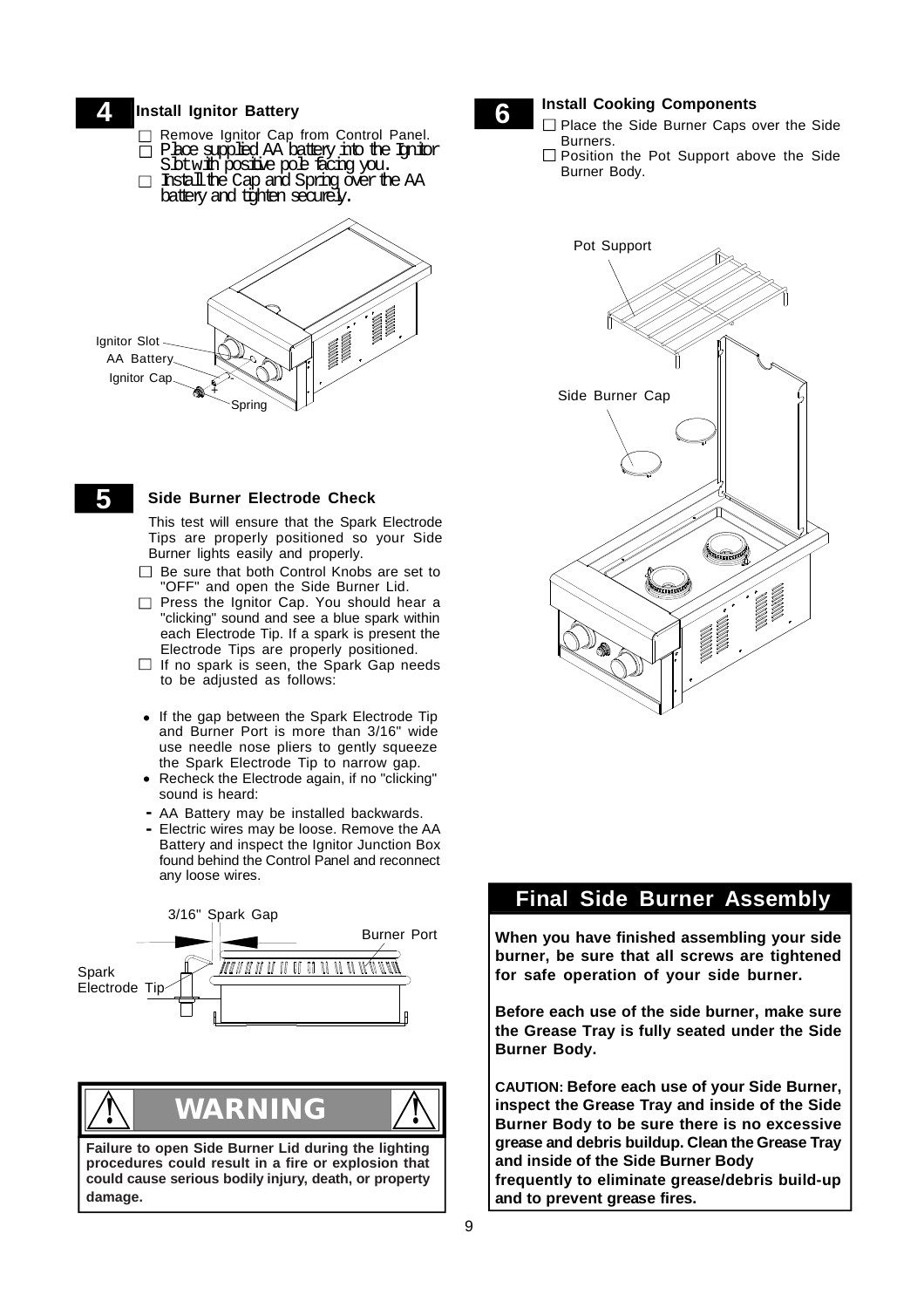## 4 Install Ignitor Battery

- ☐ Remove Ignitor Cap from Control Panel.
- ☐ Place supplied AA battery into the Ignitor Slot with positive pole facing you.
- ☐ Install the Cap and Spring over the AA battery and tighten securely.

Ignitor Slot
AA Battery
Ignitor Cap
Spring

## 5 Side Burner Electrode Check

This test will ensure that the Spark Electrode Tips are properly positioned so your Side Burner lights easily and properly.

- ☐ Be sure that both Control Knobs are set to "OFF" and open the Side Burner Lid.
- ☐ Press the Ignitor Cap. You should hear a "clicking" sound and see a blue spark within each Electrode Tip. If a spark is present the Electrode Tips are properly positioned.
- ☐ If no spark is seen, the Spark Gap needs to be adjusted as follows:

- If the gap between the Spark Electrode Tip and Burner Port is more than 3/16" wide use needle nose pliers to gently squeeze the Spark Electrode Tip to narrow gap.
- Recheck the Electrode again, if no "clicking" sound is heard:
  - AA Battery may be installed backwards.
  - Electric wires may be loose. Remove the AA Battery and inspect the Ignitor Junction Box found behind the Control Panel and reconnect any loose wires.

3/16" Spark Gap
Burner Port
Spark Electrode Tip

### ⚠ WARNING ⚠

**Failure to open Side Burner Lid during the lighting procedures could result in a fire or explosion that could cause serious bodily injury, death, or property damage.**

## 6 Install Cooking Components

- ☐ Place the Side Burner Caps over the Side Burners.
- ☐ Position the Pot Support above the Side Burner Body.

Pot Support
Side Burner Cap

## Final Side Burner Assembly

**When you have finished assembling your side burner, be sure that all screws are tightened for safe operation of your side burner.**

**Before each use of the side burner, make sure the Grease Tray is fully seated under the Side Burner Body.**

**CAUTION: Before each use of your Side Burner, inspect the Grease Tray and inside of the Side Burner Body to be sure there is no excessive grease and debris buildup. Clean the Grease Tray and inside of the Side Burner Body frequently to eliminate grease/debris build-up and to prevent grease fires.**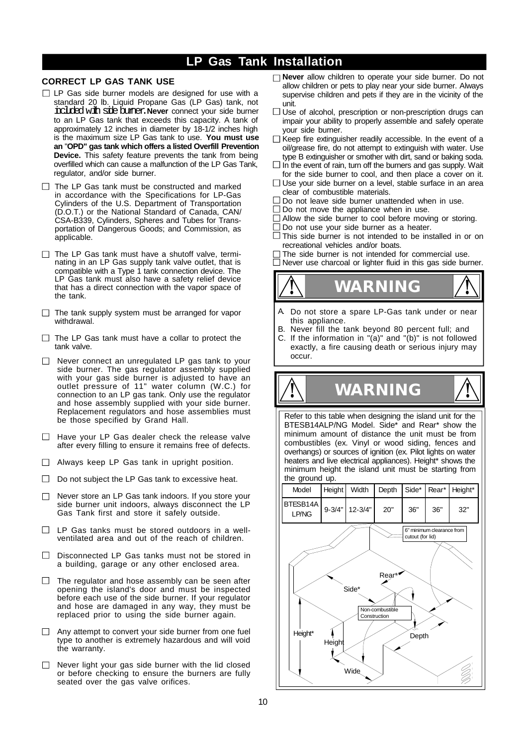# LP Gas Tank Installation

## CORRECT LP GAS TANK USE

- ☐ LP Gas side burner models are designed for use with a standard 20 lb. Liquid Propane Gas (LP Gas) tank, not included with side burner. **Never** connect your side burner to an LP Gas tank that exceeds this capacity. A tank of approximately 12 inches in diameter by 18-1/2 inches high is the maximum size LP Gas tank to use. **You must use an "OPD" gas tank which offers a listed Overfill Prevention Device.** This safety feature prevents the tank from being overfilled which can cause a malfunction of the LP Gas Tank, regulator, and/or side burner.
- ☐ The LP Gas tank must be constructed and marked in accordance with the Specifications for LP-Gas Cylinders of the U.S. Department of Transportation (D.O.T.) or the National Standard of Canada, CAN/CSA-B339, Cylinders, Spheres and Tubes for Transportation of Dangerous Goods; and Commission, as applicable.
- ☐ The LP Gas tank must have a shutoff valve, terminating in an LP Gas supply tank valve outlet, that is compatible with a Type 1 tank connection device. The LP Gas tank must also have a safety relief device that has a direct connection with the vapor space of the tank.
- ☐ The tank supply system must be arranged for vapor withdrawal.
- ☐ The LP Gas tank must have a collar to protect the tank valve.
- ☐ Never connect an unregulated LP gas tank to your side burner. The gas regulator assembly supplied with your gas side burner is adjusted to have an outlet pressure of 11" water column (W.C.) for connection to an LP gas tank. Only use the regulator and hose assembly supplied with your side burner. Replacement regulators and hose assemblies must be those specified by Grand Hall.
- ☐ Have your LP Gas dealer check the release valve after every filling to ensure it remains free of defects.
- ☐ Always keep LP Gas tank in upright position.
- ☐ Do not subject the LP Gas tank to excessive heat.
- ☐ Never store an LP Gas tank indoors. If you store your side burner unit indoors, always disconnect the LP Gas Tank first and store it safely outside.
- ☐ LP Gas tanks must be stored outdoors in a well-ventilated area and out of the reach of children.
- ☐ Disconnected LP Gas tanks must not be stored in a building, garage or any other enclosed area.
- ☐ The regulator and hose assembly can be seen after opening the island's door and must be inspected before each use of the side burner. If your regulator and hose are damaged in any way, they must be replaced prior to using the side burner again.
- ☐ Any attempt to convert your side burner from one fuel type to another is extremely hazardous and will void the warranty.
- ☐ Never light your gas side burner with the lid closed or before checking to ensure the burners are fully seated over the gas valve orifices.
- ☐ **Never** allow children to operate your side burner. Do not allow children or pets to play near your side burner. Always supervise children and pets if they are in the vicinity of the unit.
- ☐ Use of alcohol, prescription or non-prescription drugs can impair your ability to properly assemble and safely operate your side burner.
- ☐ Keep fire extinguisher readily accessible. In the event of a oil/grease fire, do not attempt to extinguish with water. Use type B extinguisher or smother with dirt, sand or baking soda.
- ☐ In the event of rain, turn off the burners and gas supply. Wait for the side burner to cool, and then place a cover on it.
- ☐ Use your side burner on a level, stable surface in an area clear of combustible materials.
- ☐ Do not leave side burner unattended when in use.
- ☐ Do not move the appliance when in use.
- ☐ Allow the side burner to cool before moving or storing.
- ☐ Do not use your side burner as a heater.
- ☐ This side burner is not intended to be installed in or on recreational vehicles and/or boats.
- ☐ The side burner is not intended for commercial use.
- ☐ Never use charcoal or lighter fluid in this gas side burner.

## ⚠ WARNING ⚠

A. Do not store a spare LP-Gas tank under or near this appliance.
B. Never fill the tank beyond 80 percent full; and
C. If the information in "(a)" and "(b)" is not followed exactly, a fire causing death or serious injury may occur.

## ⚠ WARNING ⚠

Refer to this table when designing the island unit for the BTESB14ALP/NG Model. Side* and Rear* show the minimum amount of distance the unit must be from combustibles (ex. Vinyl or wood siding, fences and overhangs) or sources of ignition (ex. Pilot lights on water heaters and live electrical appliances). Height* shows the minimum height the island unit must be starting from the ground up.

| Model | Height | Width | Depth | Side* | Rear* | Height* |
|---|---|---|---|---|---|---|
| BTESB14A LP/NG | 9-3/4" | 12-3/4" | 20" | 36" | 36" | 32" |

6" minimum clearance from cutout (for lid)

Rear* · Side* · Non-combustible Construction · Height* · Height · Depth · Wide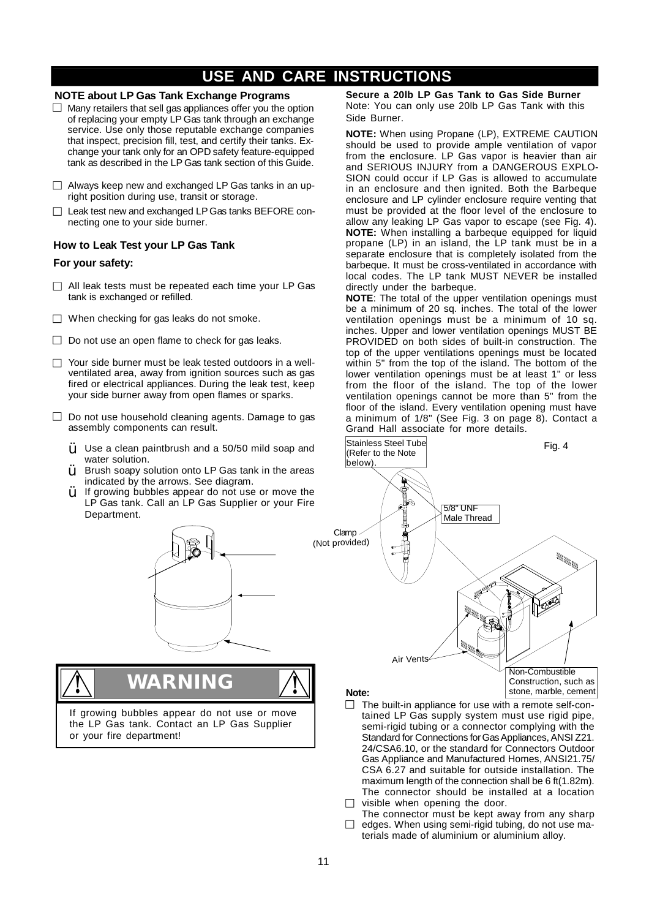# USE AND CARE INSTRUCTIONS

**NOTE about LP Gas Tank Exchange Programs**

- Many retailers that sell gas appliances offer you the option of replacing your empty LP Gas tank through an exchange service. Use only those reputable exchange companies that inspect, precision fill, test, and certify their tanks. Exchange your tank only for an OPD safety feature-equipped tank as described in the LP Gas tank section of this Guide.
- Always keep new and exchanged LP Gas tanks in an upright position during use, transit or storage.
- Leak test new and exchanged LP Gas tanks BEFORE connecting one to your side burner.

### How to Leak Test your LP Gas Tank

**For your safety:**

- All leak tests must be repeated each time your LP Gas tank is exchanged or refilled.
- When checking for gas leaks do not smoke.
- Do not use an open flame to check for gas leaks.
- Your side burner must be leak tested outdoors in a well-ventilated area, away from ignition sources such as gas fired or electrical appliances. During the leak test, keep your side burner away from open flames or sparks.
- Do not use household cleaning agents. Damage to gas assembly components can result.
  - Use a clean paintbrush and a 50/50 mild soap and water solution.
  - Brush soapy solution onto LP Gas tank in the areas indicated by the arrows. See diagram.
  - If growing bubbles appear do not use or move the LP Gas tank. Call an LP Gas Supplier or your Fire Department.

**WARNING**

If growing bubbles appear do not use or move the LP Gas tank. Contact an LP Gas Supplier or your fire department!

**Secure a 20lb LP Gas Tank to Gas Side Burner**

Note: You can only use 20lb LP Gas Tank with this Side Burner.

**NOTE:** When using Propane (LP), EXTREME CAUTION should be used to provide ample ventilation of vapor from the enclosure. LP Gas vapor is heavier than air and SERIOUS INJURY from a DANGEROUS EXPLOSION could occur if LP Gas is allowed to accumulate in an enclosure and then ignited. Both the Barbeque enclosure and LP cylinder enclosure require venting that must be provided at the floor level of the enclosure to allow any leaking LP Gas vapor to escape (see Fig. 4).

**NOTE:** When installing a barbeque equipped for liquid propane (LP) in an island, the LP tank must be in a separate enclosure that is completely isolated from the barbeque. It must be cross-ventilated in accordance with local codes. The LP tank MUST NEVER be installed directly under the barbeque.

**NOTE**: The total of the upper ventilation openings must be a minimum of 20 sq. inches. The total of the lower ventilation openings must be a minimum of 10 sq. inches. Upper and lower ventilation openings MUST BE PROVIDED on both sides of built-in construction. The top of the upper ventilations openings must be located within 5" from the top of the island. The bottom of the lower ventilation openings must be at least 1" or less from the floor of the island. The top of the lower ventilation openings cannot be more than 5" from the floor of the island. Every ventilation opening must have a minimum of 1/8" (See Fig. 3 on page 8). Contact a Grand Hall associate for more details.

Fig. 4

Stainless Steel Tube (Refer to the Note below).

5/8" UNF Male Thread

Clamp (Not provided)

Air Vents

Non-Combustible Construction, such as stone, marble, cement

**Note:**

- The built-in appliance for use with a remote self-contained LP Gas supply system must use rigid pipe, semi-rigid tubing or a connector complying with the Standard for Connections for Gas Appliances, ANSI Z21.24/CSA6.10, or the standard for Connectors Outdoor Gas Appliance and Manufactured Homes, ANSI21.75/CSA 6.27 and suitable for outside installation. The maximum length of the connection shall be 6 ft(1.82m). The connector should be installed at a location visible when opening the door.
- The connector must be kept away from any sharp edges. When using semi-rigid tubing, do not use materials made of aluminium or aluminium alloy.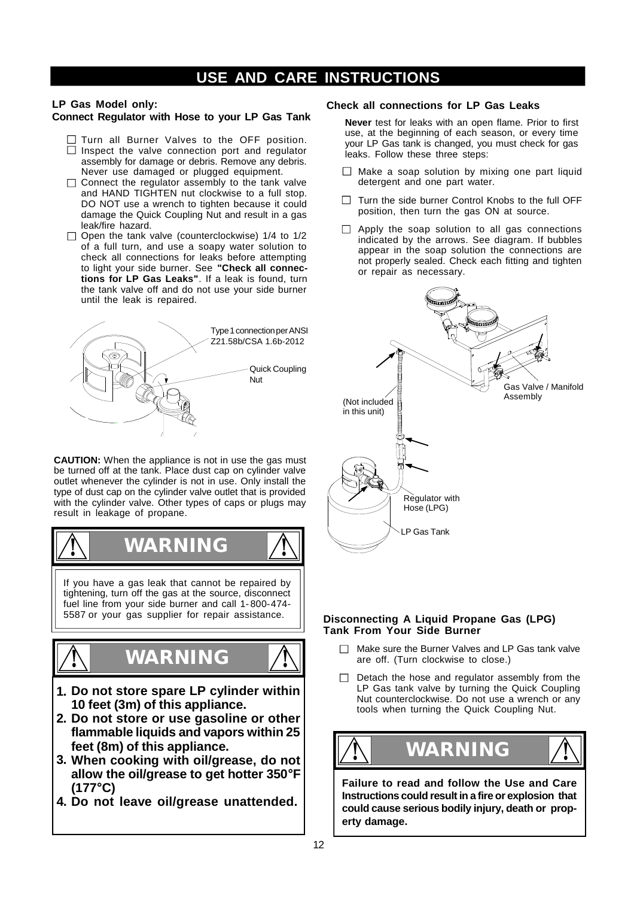# USE AND CARE INSTRUCTIONS

## LP Gas Model only:

### Connect Regulator with Hose to your LP Gas Tank

- ☐ Turn all Burner Valves to the OFF position.
- ☐ Inspect the valve connection port and regulator assembly for damage or debris. Remove any debris. Never use damaged or plugged equipment.
- ☐ Connect the regulator assembly to the tank valve and HAND TIGHTEN nut clockwise to a full stop. DO NOT use a wrench to tighten because it could damage the Quick Coupling Nut and result in a gas leak/fire hazard.
- ☐ Open the tank valve (counterclockwise) 1/4 to 1/2 of a full turn, and use a soapy water solution to check all connections for leaks before attempting to light your side burner. See **"Check all connections for LP Gas Leaks"**. If a leak is found, turn the tank valve off and do not use your side burner until the leak is repaired.

Type 1 connection per ANSI Z21.58b/CSA 1.6b-2012

Quick Coupling Nut

**CAUTION:** When the appliance is not in use the gas must be turned off at the tank. Place dust cap on cylinder valve outlet whenever the cylinder is not in use. Only install the type of dust cap on the cylinder valve outlet that is provided with the cylinder valve. Other types of caps or plugs may result in leakage of propane.

> **⚠ WARNING ⚠**
>
> If you have a gas leak that cannot be repaired by tightening, turn off the gas at the source, disconnect fuel line from your side burner and call 1-800-474-5587 or your gas supplier for repair assistance.

> **⚠ WARNING ⚠**
>
> 1. **Do not store spare LP cylinder within 10 feet (3m) of this appliance.**
> 2. **Do not store or use gasoline or other flammable liquids and vapors within 25 feet (8m) of this appliance.**
> 3. **When cooking with oil/grease, do not allow the oil/grease to get hotter 350°F (177°C)**
> 4. **Do not leave oil/grease unattended.**

### Check all connections for LP Gas Leaks

**Never** test for leaks with an open flame. Prior to first use, at the beginning of each season, or every time your LP Gas tank is changed, you must check for gas leaks. Follow these three steps:

- ☐ Make a soap solution by mixing one part liquid detergent and one part water.
- ☐ Turn the side burner Control Knobs to the full OFF position, then turn the gas ON at source.
- ☐ Apply the soap solution to all gas connections indicated by the arrows. See diagram. If bubbles appear in the soap solution the connections are not properly sealed. Check each fitting and tighten or repair as necessary.

Gas Valve / Manifold Assembly

(Not included in this unit)

Regulator with Hose (LPG)

LP Gas Tank

### Disconnecting A Liquid Propane Gas (LPG) Tank From Your Side Burner

- ☐ Make sure the Burner Valves and LP Gas tank valve are off. (Turn clockwise to close.)
- ☐ Detach the hose and regulator assembly from the LP Gas tank valve by turning the Quick Coupling Nut counterclockwise. Do not use a wrench or any tools when turning the Quick Coupling Nut.

> **⚠ WARNING ⚠**
>
> **Failure to read and follow the Use and Care Instructions could result in a fire or explosion that could cause serious bodily injury, death or property damage.**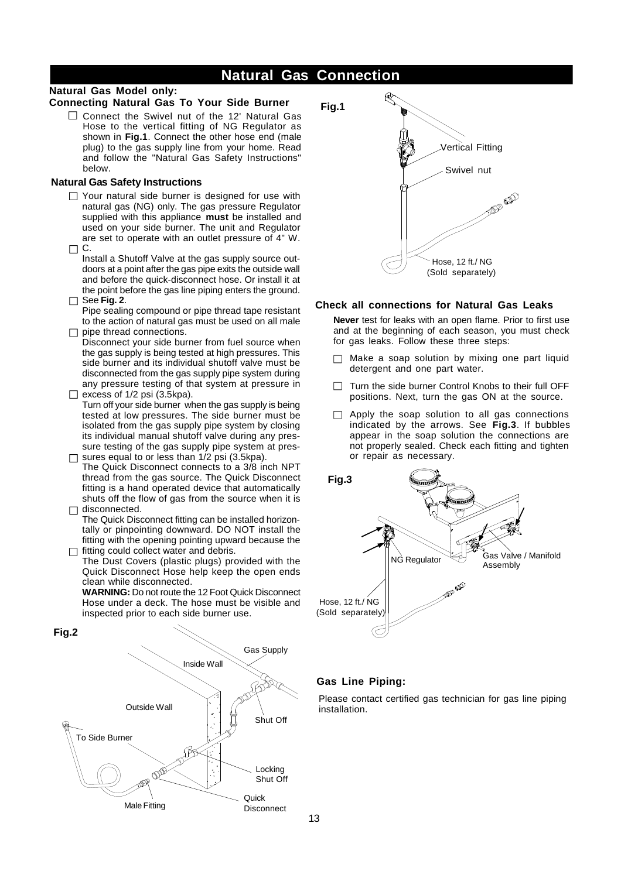# Natural Gas Connection

**Natural Gas Model only:**

**Connecting Natural Gas To Your Side Burner**

- Connect the Swivel nut of the 12' Natural Gas Hose to the vertical fitting of NG Regulator as shown in **Fig.1**. Connect the other hose end (male plug) to the gas supply line from your home. Read and follow the "Natural Gas Safety Instructions" below.

**Natural Gas Safety Instructions**

- Your natural side burner is designed for use with natural gas (NG) only. The gas pressure Regulator supplied with this appliance **must** be installed and used on your side burner. The unit and Regulator are set to operate with an outlet pressure of 4" W. C.
- Install a Shutoff Valve at the gas supply source outdoors at a point after the gas pipe exits the outside wall and before the quick-disconnect hose. Or install it at the point before the gas line piping enters the ground. See **Fig. 2**.
- Pipe sealing compound or pipe thread tape resistant to the action of natural gas must be used on all male pipe thread connections.
- Disconnect your side burner from fuel source when the gas supply is being tested at high pressures. This side burner and its individual shutoff valve must be disconnected from the gas supply pipe system during any pressure testing of that system at pressure in excess of 1/2 psi (3.5kpa).
- Turn off your side burner when the gas supply is being tested at low pressures. The side burner must be isolated from the gas supply pipe system by closing its individual manual shutoff valve during any pressure testing of the gas supply pipe system at pressures equal to or less than 1/2 psi (3.5kpa).
- The Quick Disconnect connects to a 3/8 inch NPT thread from the gas source. The Quick Disconnect fitting is a hand operated device that automatically shuts off the flow of gas from the source when it is disconnected.
- The Quick Disconnect fitting can be installed horizontally or pinpointing downward. DO NOT install the fitting with the opening pointing upward because the fitting could collect water and debris.

The Dust Covers (plastic plugs) provided with the Quick Disconnect Hose help keep the open ends clean while disconnected.

**WARNING:** Do not route the 12 Foot Quick Disconnect Hose under a deck. The hose must be visible and inspected prior to each side burner use.

**Fig.2**

Gas Supply, Inside Wall, Outside Wall, Shut Off, To Side Burner, Locking Shut Off, Quick Disconnect, Male Fitting

**Fig.1**

Vertical Fitting, Swivel nut, Hose, 12 ft./ NG (Sold separately)

**Check all connections for Natural Gas Leaks**

**Never** test for leaks with an open flame. Prior to first use and at the beginning of each season, you must check for gas leaks. Follow these three steps:

- Make a soap solution by mixing one part liquid detergent and one part water.
- Turn the side burner Control Knobs to their full OFF positions. Next, turn the gas ON at the source.
- Apply the soap solution to all gas connections indicated by the arrows. See **Fig.3**. If bubbles appear in the soap solution the connections are not properly sealed. Check each fitting and tighten or repair as necessary.

**Fig.3**

NG Regulator, Gas Valve / Manifold Assembly, Hose, 12 ft./ NG (Sold separately)

**Gas Line Piping:**

Please contact certified gas technician for gas line piping installation.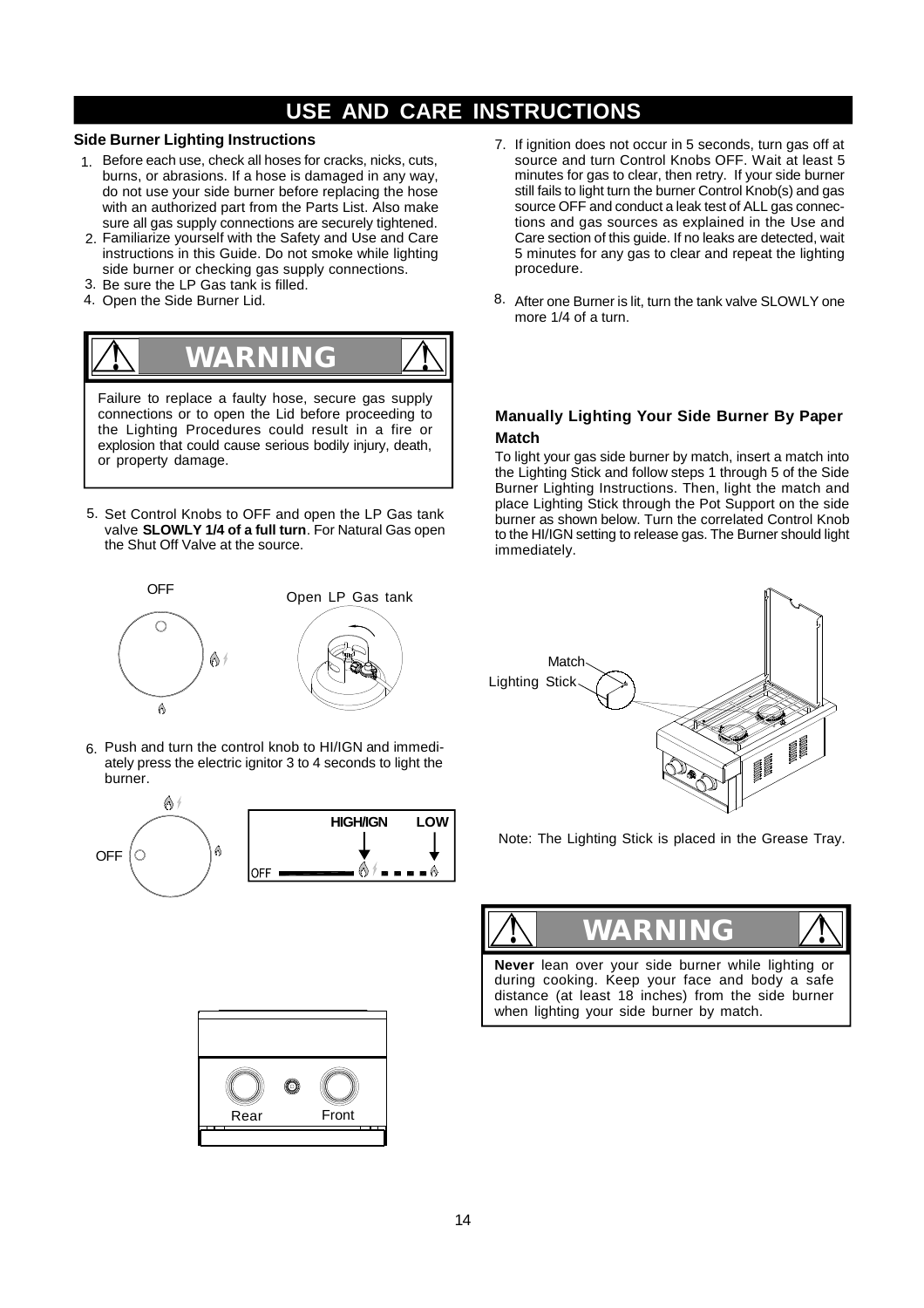# USE AND CARE INSTRUCTIONS

### Side Burner Lighting Instructions

1. Before each use, check all hoses for cracks, nicks, cuts, burns, or abrasions. If a hose is damaged in any way, do not use your side burner before replacing the hose with an authorized part from the Parts List. Also make sure all gas supply connections are securely tightened.
2. Familiarize yourself with the Safety and Use and Care instructions in this Guide. Do not smoke while lighting side burner or checking gas supply connections.
3. Be sure the LP Gas tank is filled.
4. Open the Side Burner Lid.

**WARNING**

Failure to replace a faulty hose, secure gas supply connections or to open the Lid before proceeding to the Lighting Procedures could result in a fire or explosion that could cause serious bodily injury, death, or property damage.

5. Set Control Knobs to OFF and open the LP Gas tank valve **SLOWLY 1/4 of a full turn**. For Natural Gas open the Shut Off Valve at the source.

OFF    Open LP Gas tank

6. Push and turn the control knob to HI/IGN and immediately press the electric ignitor 3 to 4 seconds to light the burner.

OFF    HIGH/IGN    LOW

Rear    Front

7. If ignition does not occur in 5 seconds, turn gas off at source and turn Control Knobs OFF. Wait at least 5 minutes for gas to clear, then retry. If your side burner still fails to light turn the burner Control Knob(s) and gas source OFF and conduct a leak test of ALL gas connections and gas sources as explained in the Use and Care section of this guide. If no leaks are detected, wait 5 minutes for any gas to clear and repeat the lighting procedure.
8. After one Burner is lit, turn the tank valve SLOWLY one more 1/4 of a turn.

### Manually Lighting Your Side Burner By Paper Match

To light your gas side burner by match, insert a match into the Lighting Stick and follow steps 1 through 5 of the Side Burner Lighting Instructions. Then, light the match and place Lighting Stick through the Pot Support on the side burner as shown below. Turn the correlated Control Knob to the HI/IGN setting to release gas. The Burner should light immediately.

Match
Lighting Stick

Note: The Lighting Stick is placed in the Grease Tray.

**WARNING**

**Never** lean over your side burner while lighting or during cooking. Keep your face and body a safe distance (at least 18 inches) from the side burner when lighting your side burner by match.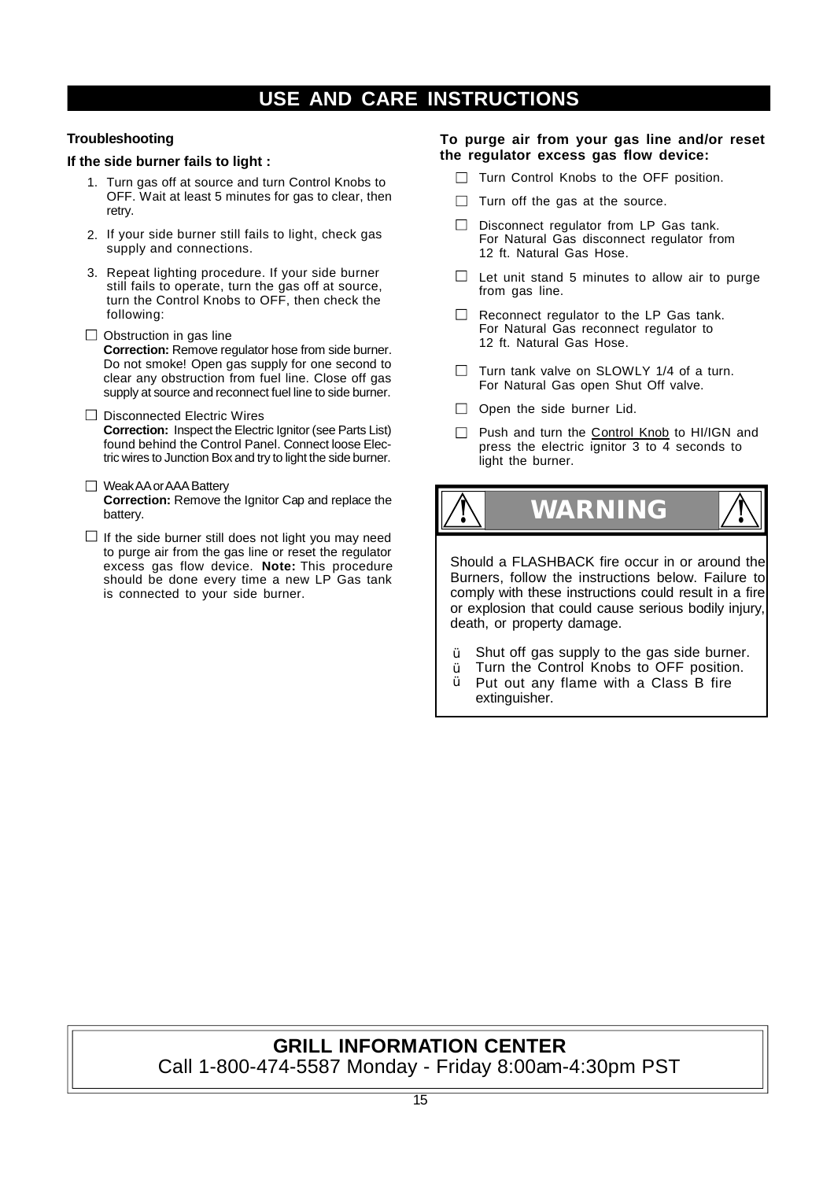# USE AND CARE INSTRUCTIONS

**Troubleshooting**

**If the side burner fails to light :**

1. Turn gas off at source and turn Control Knobs to OFF. Wait at least 5 minutes for gas to clear, then retry.
2. If your side burner still fails to light, check gas supply and connections.
3. Repeat lighting procedure. If your side burner still fails to operate, turn the gas off at source, turn the Control Knobs to OFF, then check the following:

- ☐ Obstruction in gas line
  **Correction:** Remove regulator hose from side burner. Do not smoke! Open gas supply for one second to clear any obstruction from fuel line. Close off gas supply at source and reconnect fuel line to side burner.
- ☐ Disconnected Electric Wires
  **Correction:** Inspect the Electric Ignitor (see Parts List) found behind the Control Panel. Connect loose Electric wires to Junction Box and try to light the side burner.
- ☐ Weak AA or AAA Battery
  **Correction:** Remove the Ignitor Cap and replace the battery.
- ☐ If the side burner still does not light you may need to purge air from the gas line or reset the regulator excess gas flow device. **Note:** This procedure should be done every time a new LP Gas tank is connected to your side burner.

**To purge air from your gas line and/or reset the regulator excess gas flow device:**

- ☐ Turn Control Knobs to the OFF position.
- ☐ Turn off the gas at the source.
- ☐ Disconnect regulator from LP Gas tank. For Natural Gas disconnect regulator from 12 ft. Natural Gas Hose.
- ☐ Let unit stand 5 minutes to allow air to purge from gas line.
- ☐ Reconnect regulator to the LP Gas tank. For Natural Gas reconnect regulator to 12 ft. Natural Gas Hose.
- ☐ Turn tank valve on SLOWLY 1/4 of a turn. For Natural Gas open Shut Off valve.
- ☐ Open the side burner Lid.
- ☐ Push and turn the Control Knob to HI/IGN and press the electric ignitor 3 to 4 seconds to light the burner.

## ⚠ WARNING ⚠

Should a FLASHBACK fire occur in or around the Burners, follow the instructions below. Failure to comply with these instructions could result in a fire or explosion that could cause serious bodily injury, death, or property damage.

- Shut off gas supply to the gas side burner.
- Turn the Control Knobs to OFF position.
- Put out any flame with a Class B fire extinguisher.

**GRILL INFORMATION CENTER**
Call 1-800-474-5587 Monday - Friday 8:00am-4:30pm PST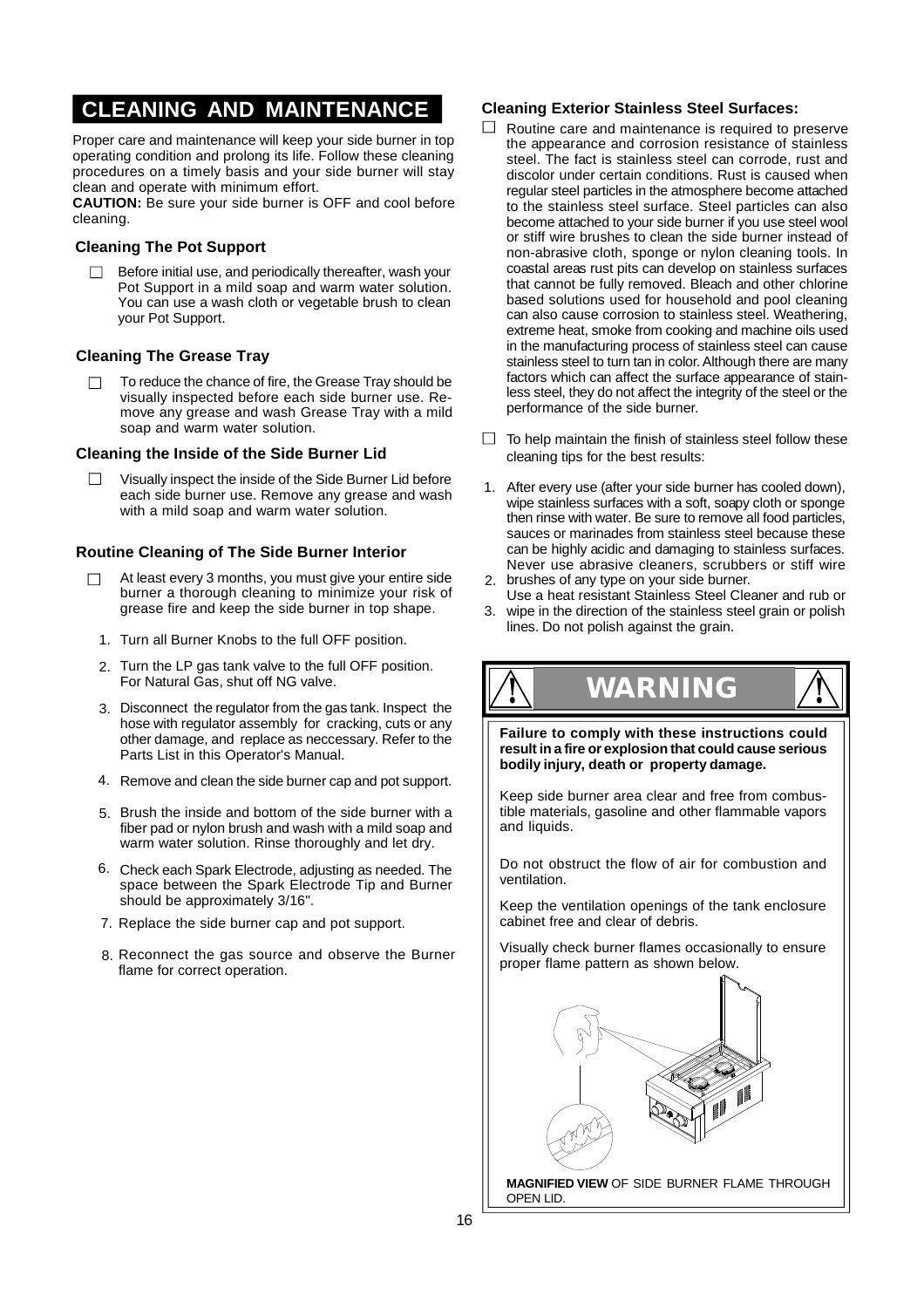# CLEANING AND MAINTENANCE

Proper care and maintenance will keep your side burner in top operating condition and prolong its life. Follow these cleaning procedures on a timely basis and your side burner will stay clean and operate with minimum effort.

**CAUTION:** Be sure your side burner is OFF and cool before cleaning.

### Cleaning The Pot Support

- ☐ Before initial use, and periodically thereafter, wash your Pot Support in a mild soap and warm water solution. You can use a wash cloth or vegetable brush to clean your Pot Support.

### Cleaning The Grease Tray

- ☐ To reduce the chance of fire, the Grease Tray should be visually inspected before each side burner use. Remove any grease and wash Grease Tray with a mild soap and warm water solution.

### Cleaning the Inside of the Side Burner Lid

- ☐ Visually inspect the inside of the Side Burner Lid before each side burner use. Remove any grease and wash with a mild soap and warm water solution.

### Routine Cleaning of The Side Burner Interior

- ☐ At least every 3 months, you must give your entire side burner a thorough cleaning to minimize your risk of grease fire and keep the side burner in top shape.

1. Turn all Burner Knobs to the full OFF position.
2. Turn the LP gas tank valve to the full OFF position. For Natural Gas, shut off NG valve.
3. Disconnect the regulator from the gas tank. Inspect the hose with regulator assembly for cracking, cuts or any other damage, and replace as neccessary. Refer to the Parts List in this Operator's Manual.
4. Remove and clean the side burner cap and pot support.
5. Brush the inside and bottom of the side burner with a fiber pad or nylon brush and wash with a mild soap and warm water solution. Rinse thoroughly and let dry.
6. Check each Spark Electrode, adjusting as needed. The space between the Spark Electrode Tip and Burner should be approximately 3/16".
7. Replace the side burner cap and pot support.
8. Reconnect the gas source and observe the Burner flame for correct operation.

### Cleaning Exterior Stainless Steel Surfaces:

- ☐ Routine care and maintenance is required to preserve the appearance and corrosion resistance of stainless steel. The fact is stainless steel can corrode, rust and discolor under certain conditions. Rust is caused when regular steel particles in the atmosphere become attached to the stainless steel surface. Steel particles can also become attached to your side burner if you use steel wool or stiff wire brushes to clean the side burner instead of non-abrasive cloth, sponge or nylon cleaning tools. In coastal areas rust pits can develop on stainless surfaces that cannot be fully removed. Bleach and other chlorine based solutions used for household and pool cleaning can also cause corrosion to stainless steel. Weathering, extreme heat, smoke from cooking and machine oils used in the manufacturing process of stainless steel can cause stainless steel to turn tan in color. Although there are many factors which can affect the surface appearance of stainless steel, they do not affect the integrity of the steel or the performance of the side burner.

- ☐ To help maintain the finish of stainless steel follow these cleaning tips for the best results:

1. After every use (after your side burner has cooled down), wipe stainless surfaces with a soft, soapy cloth or sponge then rinse with water. Be sure to remove all food particles, sauces or marinades from stainless steel because these can be highly acidic and damaging to stainless surfaces.
2. Never use abrasive cleaners, scrubbers or stiff wire brushes of any type on your side burner.
3. Use a heat resistant Stainless Steel Cleaner and rub or wipe in the direction of the stainless steel grain or polish lines. Do not polish against the grain.

## ⚠ WARNING ⚠

**Failure to comply with these instructions could result in a fire or explosion that could cause serious bodily injury, death or property damage.**

Keep side burner area clear and free from combustible materials, gasoline and other flammable vapors and liquids.

Do not obstruct the flow of air for combustion and ventilation.

Keep the ventilation openings of the tank enclosure cabinet free and clear of debris.

Visually check burner flames occasionally to ensure proper flame pattern as shown below.

**MAGNIFIED VIEW** OF SIDE BURNER FLAME THROUGH OPEN LID.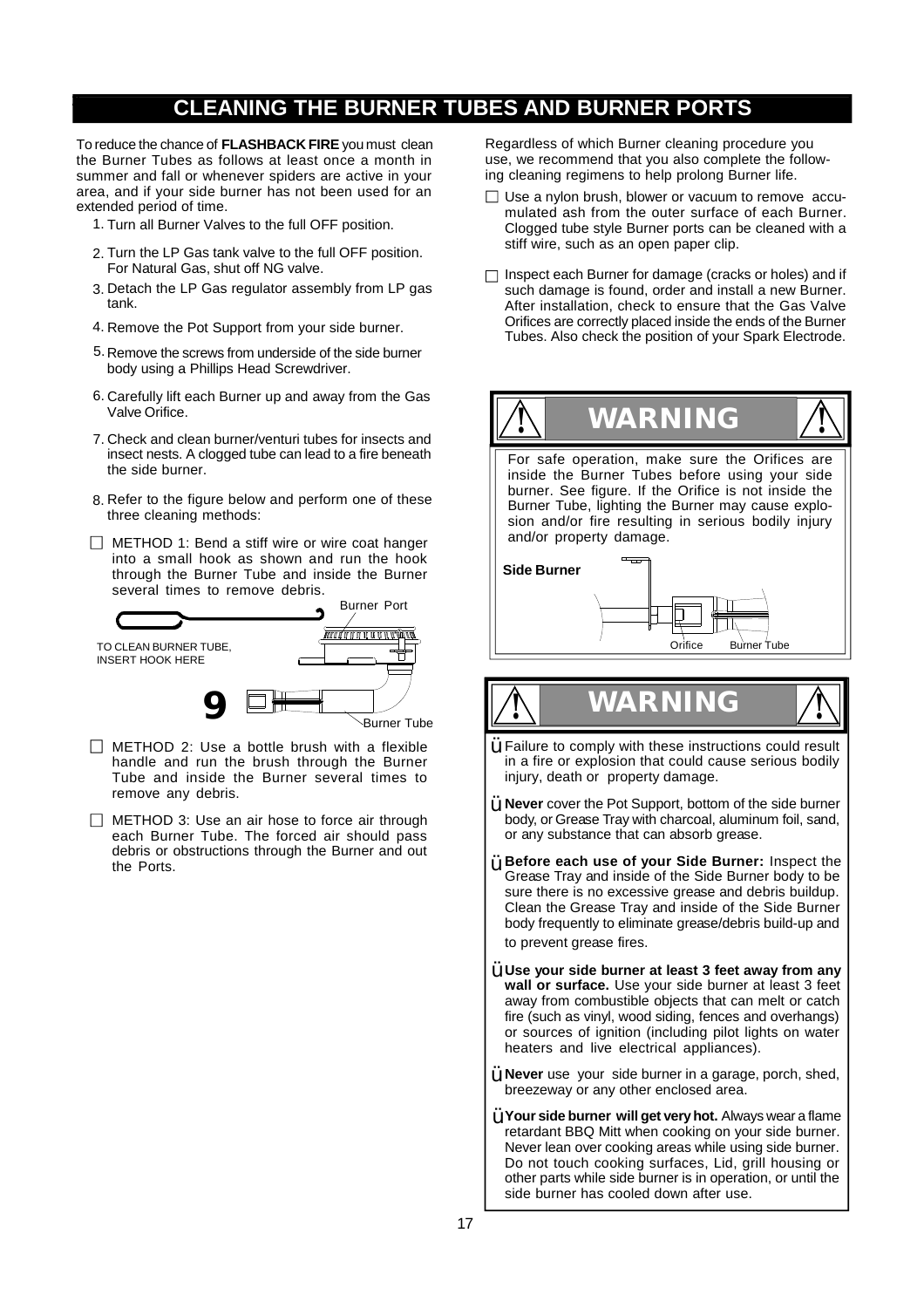# CLEANING THE BURNER TUBES AND BURNER PORTS

To reduce the chance of **FLASHBACK FIRE** you must clean the Burner Tubes as follows at least once a month in summer and fall or whenever spiders are active in your area, and if your side burner has not been used for an extended period of time.

1. Turn all Burner Valves to the full OFF position.
2. Turn the LP Gas tank valve to the full OFF position. For Natural Gas, shut off NG valve.
3. Detach the LP Gas regulator assembly from LP gas tank.
4. Remove the Pot Support from your side burner.
5. Remove the screws from underside of the side burner body using a Phillips Head Screwdriver.
6. Carefully lift each Burner up and away from the Gas Valve Orifice.
7. Check and clean burner/venturi tubes for insects and insect nests. A clogged tube can lead to a fire beneath the side burner.
8. Refer to the figure below and perform one of these three cleaning methods:

- ☐ METHOD 1: Bend a stiff wire or wire coat hanger into a small hook as shown and run the hook through the Burner Tube and inside the Burner several times to remove debris.

Burner Port

TO CLEAN BURNER TUBE, INSERT HOOK HERE

Burner Tube

- ☐ METHOD 2: Use a bottle brush with a flexible handle and run the brush through the Burner Tube and inside the Burner several times to remove any debris.
- ☐ METHOD 3: Use an air hose to force air through each Burner Tube. The forced air should pass debris or obstructions through the Burner and out the Ports.

Regardless of which Burner cleaning procedure you use, we recommend that you also complete the following cleaning regimens to help prolong Burner life.

- ☐ Use a nylon brush, blower or vacuum to remove accumulated ash from the outer surface of each Burner. Clogged tube style Burner ports can be cleaned with a stiff wire, such as an open paper clip.
- ☐ Inspect each Burner for damage (cracks or holes) and if such damage is found, order and install a new Burner. After installation, check to ensure that the Gas Valve Orifices are correctly placed inside the ends of the Burner Tubes. Also check the position of your Spark Electrode.

## WARNING

For safe operation, make sure the Orifices are inside the Burner Tubes before using your side burner. See figure. If the Orifice is not inside the Burner Tube, lighting the Burner may cause explosion and/or fire resulting in serious bodily injury and/or property damage.

**Side Burner**

Orifice Burner Tube

## WARNING

- Failure to comply with these instructions could result in a fire or explosion that could cause serious bodily injury, death or property damage.
- **Never** cover the Pot Support, bottom of the side burner body, or Grease Tray with charcoal, aluminum foil, sand, or any substance that can absorb grease.
- **Before each use of your Side Burner:** Inspect the Grease Tray and inside of the Side Burner body to be sure there is no excessive grease and debris buildup. Clean the Grease Tray and inside of the Side Burner body frequently to eliminate grease/debris build-up and to prevent grease fires.
- **Use your side burner at least 3 feet away from any wall or surface.** Use your side burner at least 3 feet away from combustible objects that can melt or catch fire (such as vinyl, wood siding, fences and overhangs) or sources of ignition (including pilot lights on water heaters and live electrical appliances).
- **Never** use your side burner in a garage, porch, shed, breezeway or any other enclosed area.
- **Your side burner will get very hot.** Always wear a flame retardant BBQ Mitt when cooking on your side burner. Never lean over cooking areas while using side burner. Do not touch cooking surfaces, Lid, grill housing or other parts while side burner is in operation, or until the side burner has cooled down after use.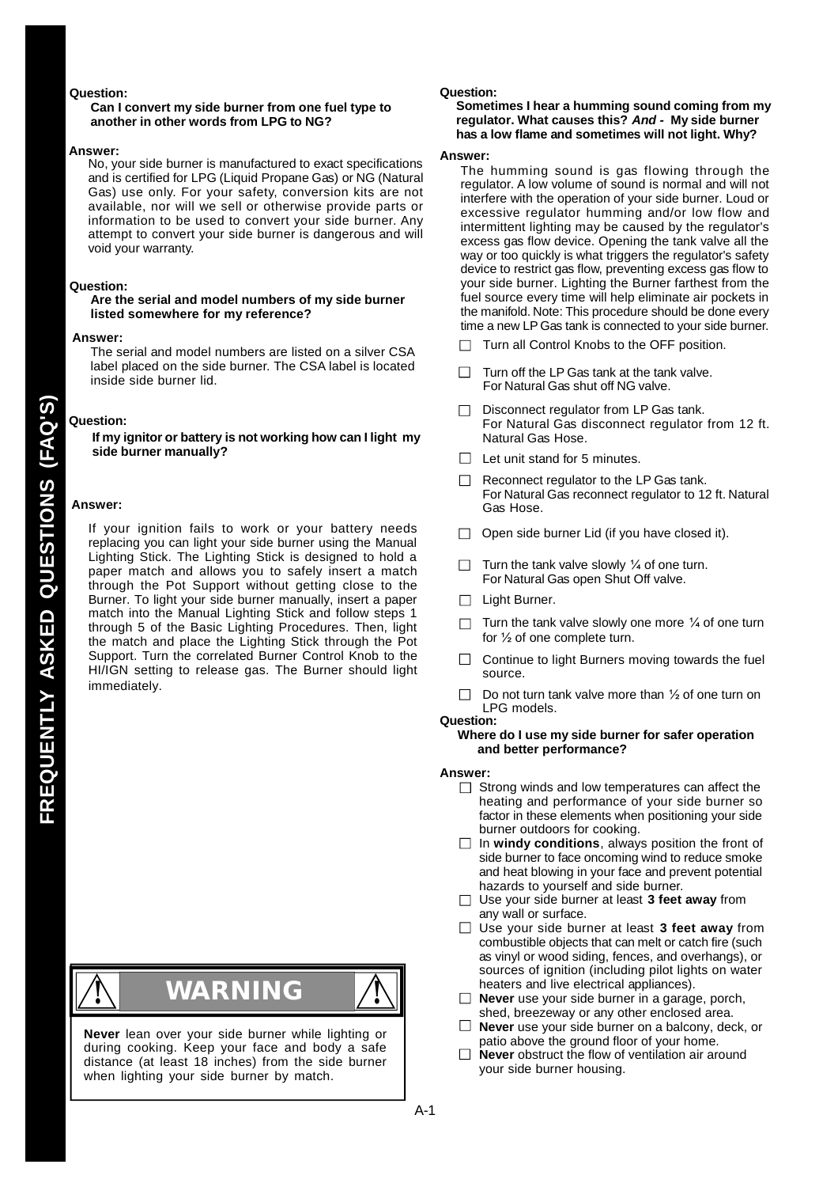# FREQUENTLY ASKED QUESTIONS (FAQ'S)

**Question:**

**Can I convert my side burner from one fuel type to another in other words from LPG to NG?**

**Answer:**

No, your side burner is manufactured to exact specifications and is certified for LPG (Liquid Propane Gas) or NG (Natural Gas) use only. For your safety, conversion kits are not available, nor will we sell or otherwise provide parts or information to be used to convert your side burner. Any attempt to convert your side burner is dangerous and will void your warranty.

**Question:**

**Are the serial and model numbers of my side burner listed somewhere for my reference?**

**Answer:**

The serial and model numbers are listed on a silver CSA label placed on the side burner. The CSA label is located inside side burner lid.

**Question:**

**If my ignitor or battery is not working how can I light my side burner manually?**

**Answer:**

If your ignition fails to work or your battery needs replacing you can light your side burner using the Manual Lighting Stick. The Lighting Stick is designed to hold a paper match and allows you to safely insert a match through the Pot Support without getting close to the Burner. To light your side burner manually, insert a paper match into the Manual Lighting Stick and follow steps 1 through 5 of the Basic Lighting Procedures. Then, light the match and place the Lighting Stick through the Pot Support. Turn the correlated Burner Control Knob to the HI/IGN setting to release gas. The Burner should light immediately.

**WARNING**

**Never** lean over your side burner while lighting or during cooking. Keep your face and body a safe distance (at least 18 inches) from the side burner when lighting your side burner by match.

**Question:**

**Sometimes I hear a humming sound coming from my regulator. What causes this? *And -* My side burner has a low flame and sometimes will not light. Why?**

**Answer:**

The humming sound is gas flowing through the regulator. A low volume of sound is normal and will not interfere with the operation of your side burner. Loud or excessive regulator humming and/or low flow and intermittent lighting may be caused by the regulator's excess gas flow device. Opening the tank valve all the way or too quickly is what triggers the regulator's safety device to restrict gas flow, preventing excess gas flow to your side burner. Lighting the Burner farthest from the fuel source every time will help eliminate air pockets in the manifold. Note: This procedure should be done every time a new LP Gas tank is connected to your side burner.

- ☐ Turn all Control Knobs to the OFF position.
- ☐ Turn off the LP Gas tank at the tank valve. For Natural Gas shut off NG valve.
- ☐ Disconnect regulator from LP Gas tank. For Natural Gas disconnect regulator from 12 ft. Natural Gas Hose.
- ☐ Let unit stand for 5 minutes.
- ☐ Reconnect regulator to the LP Gas tank. For Natural Gas reconnect regulator to 12 ft. Natural Gas Hose.
- ☐ Open side burner Lid (if you have closed it).
- ☐ Turn the tank valve slowly ¼ of one turn. For Natural Gas open Shut Off valve.
- ☐ Light Burner.
- ☐ Turn the tank valve slowly one more ¼ of one turn for ½ of one complete turn.
- ☐ Continue to light Burners moving towards the fuel source.
- ☐ Do not turn tank valve more than ½ of one turn on LPG models.

**Question:**

**Where do I use my side burner for safer operation and better performance?**

**Answer:**

- ☐ Strong winds and low temperatures can affect the heating and performance of your side burner so factor in these elements when positioning your side burner outdoors for cooking.
- ☐ In **windy conditions**, always position the front of side burner to face oncoming wind to reduce smoke and heat blowing in your face and prevent potential hazards to yourself and side burner.
- ☐ Use your side burner at least **3 feet away** from any wall or surface.
- ☐ Use your side burner at least **3 feet away** from combustible objects that can melt or catch fire (such as vinyl or wood siding, fences, and overhangs), or sources of ignition (including pilot lights on water heaters and live electrical appliances).
- ☐ **Never** use your side burner in a garage, porch, shed, breezeway or any other enclosed area.
- ☐ **Never** use your side burner on a balcony, deck, or patio above the ground floor of your home.
- ☐ **Never** obstruct the flow of ventilation air around your side burner housing.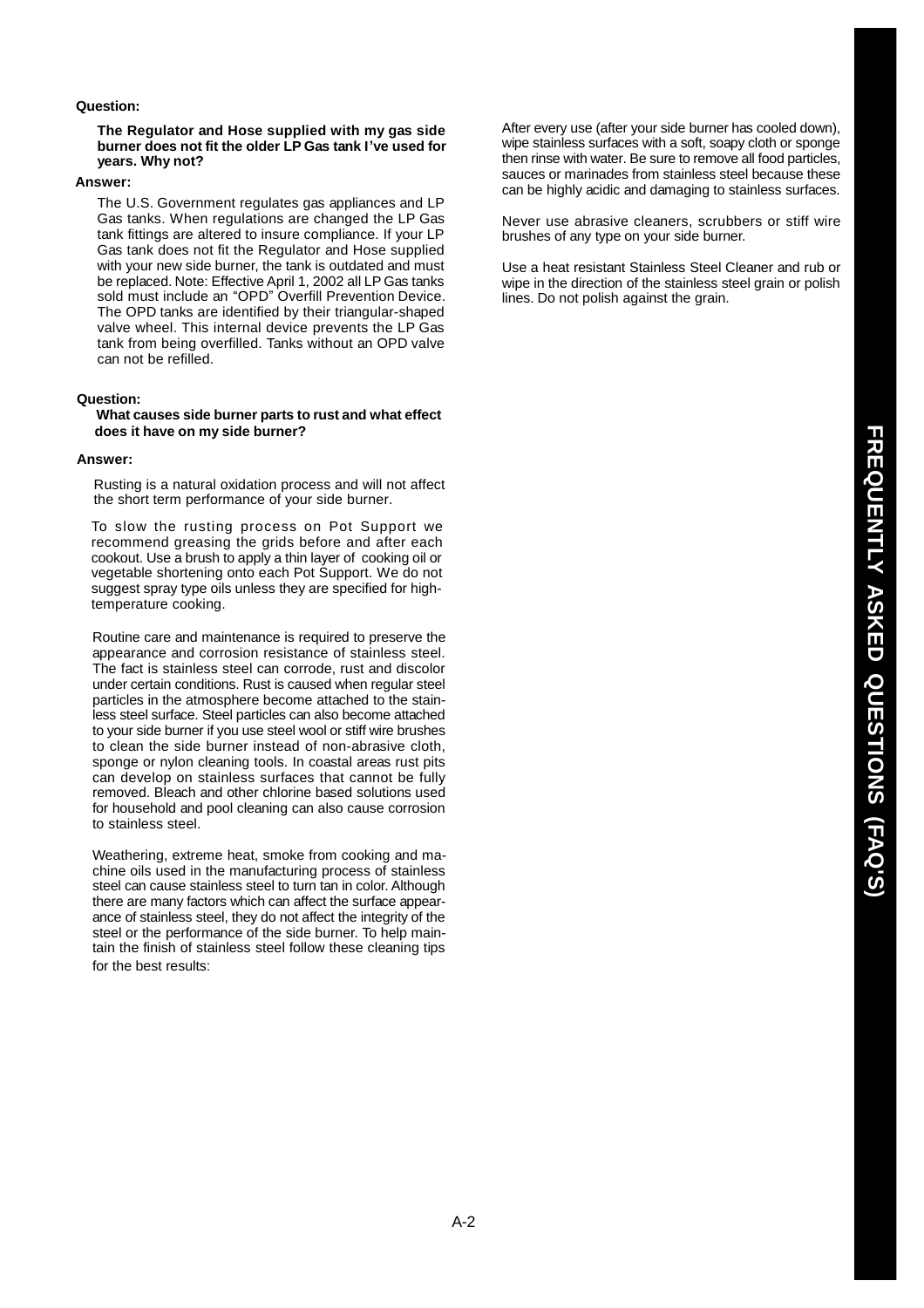**Question:**

**The Regulator and Hose supplied with my gas side burner does not fit the older LP Gas tank I've used for years. Why not?**

**Answer:**

The U.S. Government regulates gas appliances and LP Gas tanks. When regulations are changed the LP Gas tank fittings are altered to insure compliance. If your LP Gas tank does not fit the Regulator and Hose supplied with your new side burner, the tank is outdated and must be replaced. Note: Effective April 1, 2002 all LP Gas tanks sold must include an "OPD" Overfill Prevention Device. The OPD tanks are identified by their triangular-shaped valve wheel. This internal device prevents the LP Gas tank from being overfilled. Tanks without an OPD valve can not be refilled.

**Question:**

**What causes side burner parts to rust and what effect does it have on my side burner?**

**Answer:**

Rusting is a natural oxidation process and will not affect the short term performance of your side burner.

To slow the rusting process on Pot Support we recommend greasing the grids before and after each cookout. Use a brush to apply a thin layer of cooking oil or vegetable shortening onto each Pot Support. We do not suggest spray type oils unless they are specified for high-temperature cooking.

Routine care and maintenance is required to preserve the appearance and corrosion resistance of stainless steel. The fact is stainless steel can corrode, rust and discolor under certain conditions. Rust is caused when regular steel particles in the atmosphere become attached to the stainless steel surface. Steel particles can also become attached to your side burner if you use steel wool or stiff wire brushes to clean the side burner instead of non-abrasive cloth, sponge or nylon cleaning tools. In coastal areas rust pits can develop on stainless surfaces that cannot be fully removed. Bleach and other chlorine based solutions used for household and pool cleaning can also cause corrosion to stainless steel.

Weathering, extreme heat, smoke from cooking and machine oils used in the manufacturing process of stainless steel can cause stainless steel to turn tan in color. Although there are many factors which can affect the surface appearance of stainless steel, they do not affect the integrity of the steel or the performance of the side burner. To help maintain the finish of stainless steel follow these cleaning tips for the best results:

After every use (after your side burner has cooled down), wipe stainless surfaces with a soft, soapy cloth or sponge then rinse with water. Be sure to remove all food particles, sauces or marinades from stainless steel because these can be highly acidic and damaging to stainless surfaces.

Never use abrasive cleaners, scrubbers or stiff wire brushes of any type on your side burner.

Use a heat resistant Stainless Steel Cleaner and rub or wipe in the direction of the stainless steel grain or polish lines. Do not polish against the grain.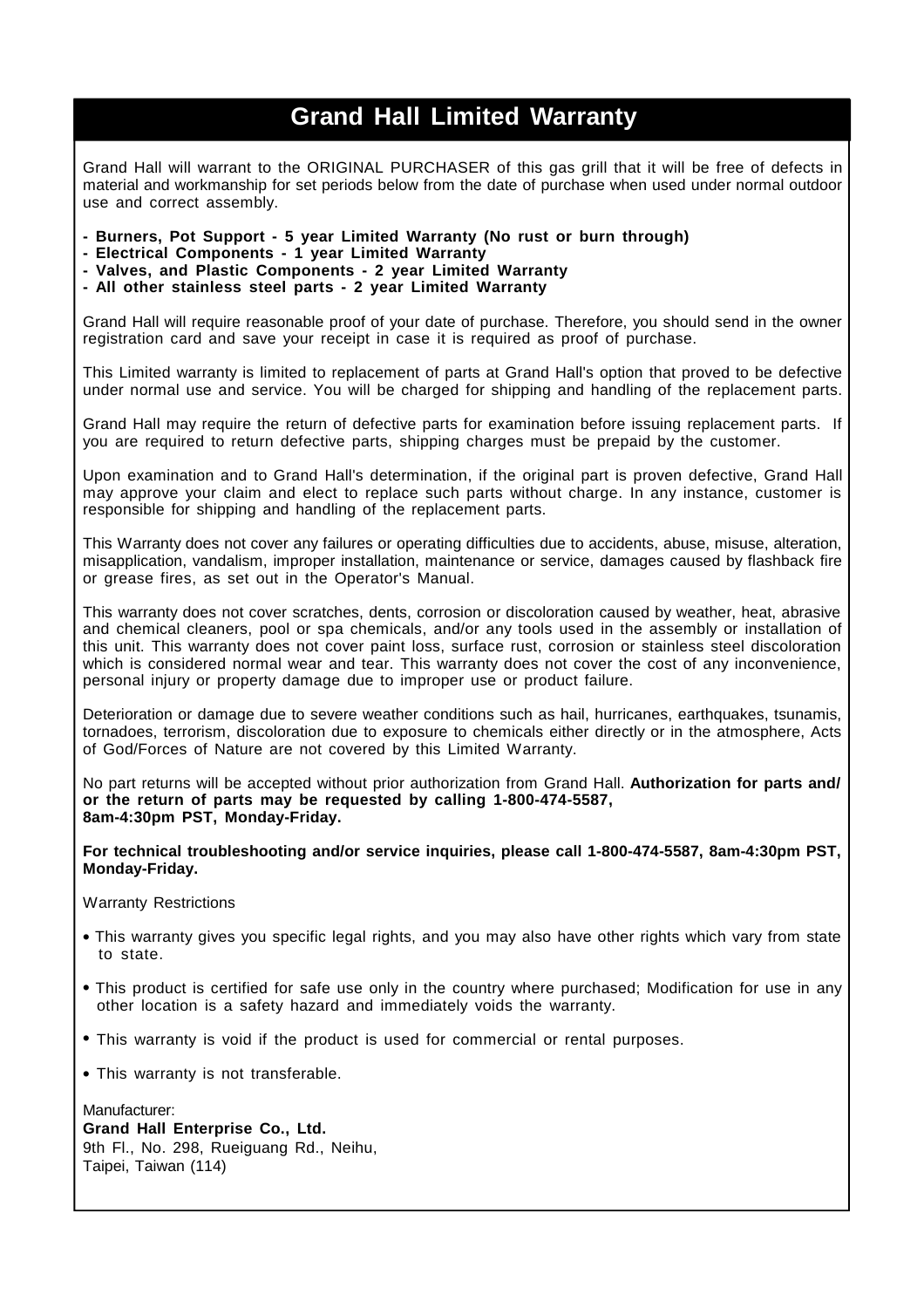# Grand Hall Limited Warranty

Grand Hall will warrant to the ORIGINAL PURCHASER of this gas grill that it will be free of defects in material and workmanship for set periods below from the date of purchase when used under normal outdoor use and correct assembly.

**- Burners, Pot Support - 5 year Limited Warranty (No rust or burn through)**
**- Electrical Components - 1 year Limited Warranty**
**- Valves, and Plastic Components - 2 year Limited Warranty**
**- All other stainless steel parts - 2 year Limited Warranty**

Grand Hall will require reasonable proof of your date of purchase. Therefore, you should send in the owner registration card and save your receipt in case it is required as proof of purchase.

This Limited warranty is limited to replacement of parts at Grand Hall's option that proved to be defective under normal use and service. You will be charged for shipping and handling of the replacement parts.

Grand Hall may require the return of defective parts for examination before issuing replacement parts. If you are required to return defective parts, shipping charges must be prepaid by the customer.

Upon examination and to Grand Hall's determination, if the original part is proven defective, Grand Hall may approve your claim and elect to replace such parts without charge. In any instance, customer is responsible for shipping and handling of the replacement parts.

This Warranty does not cover any failures or operating difficulties due to accidents, abuse, misuse, alteration, misapplication, vandalism, improper installation, maintenance or service, damages caused by flashback fire or grease fires, as set out in the Operator's Manual.

This warranty does not cover scratches, dents, corrosion or discoloration caused by weather, heat, abrasive and chemical cleaners, pool or spa chemicals, and/or any tools used in the assembly or installation of this unit. This warranty does not cover paint loss, surface rust, corrosion or stainless steel discoloration which is considered normal wear and tear. This warranty does not cover the cost of any inconvenience, personal injury or property damage due to improper use or product failure.

Deterioration or damage due to severe weather conditions such as hail, hurricanes, earthquakes, tsunamis, tornadoes, terrorism, discoloration due to exposure to chemicals either directly or in the atmosphere, Acts of God/Forces of Nature are not covered by this Limited Warranty.

No part returns will be accepted without prior authorization from Grand Hall. **Authorization for parts and/or the return of parts may be requested by calling 1-800-474-5587, 8am-4:30pm PST, Monday-Friday.**

**For technical troubleshooting and/or service inquiries, please call 1-800-474-5587, 8am-4:30pm PST, Monday-Friday.**

Warranty Restrictions

- This warranty gives you specific legal rights, and you may also have other rights which vary from state to state.
- This product is certified for safe use only in the country where purchased; Modification for use in any other location is a safety hazard and immediately voids the warranty.
- This warranty is void if the product is used for commercial or rental purposes.
- This warranty is not transferable.

Manufacturer:
**Grand Hall Enterprise Co., Ltd.**
9th Fl., No. 298, Rueiguang Rd., Neihu,
Taipei, Taiwan (114)